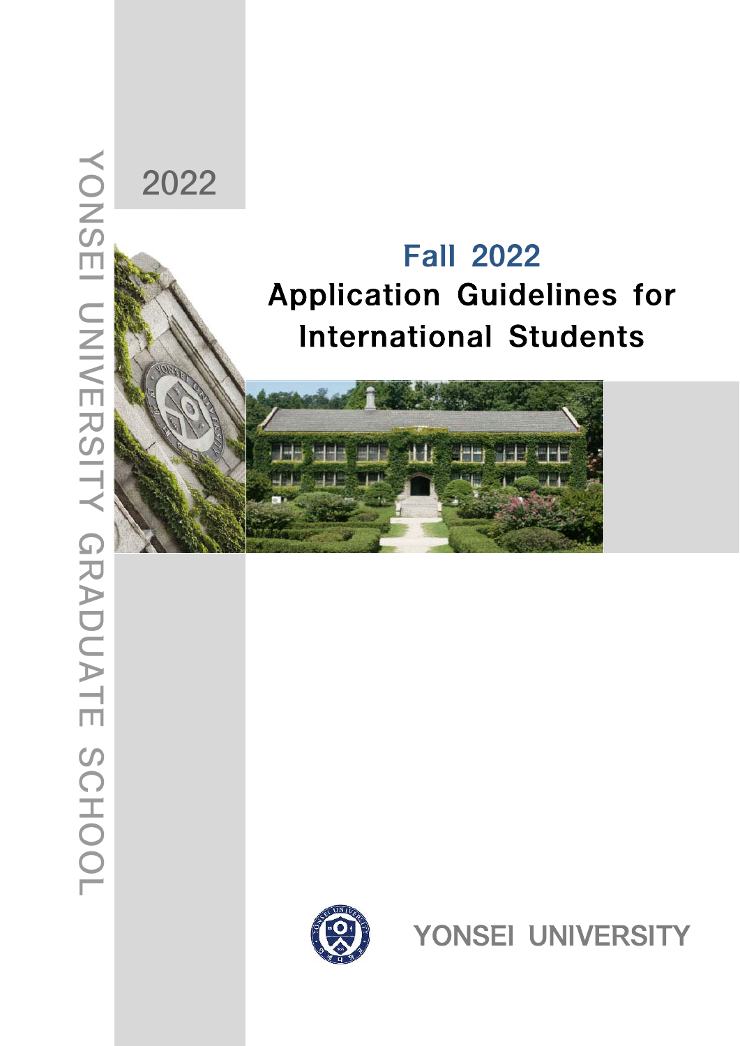YONSEI UNIVERSITY GRADUATE SCHOOL

2022

# Fall 2022
# Application Guidelines for International Students

YONSEI UNIVERSITY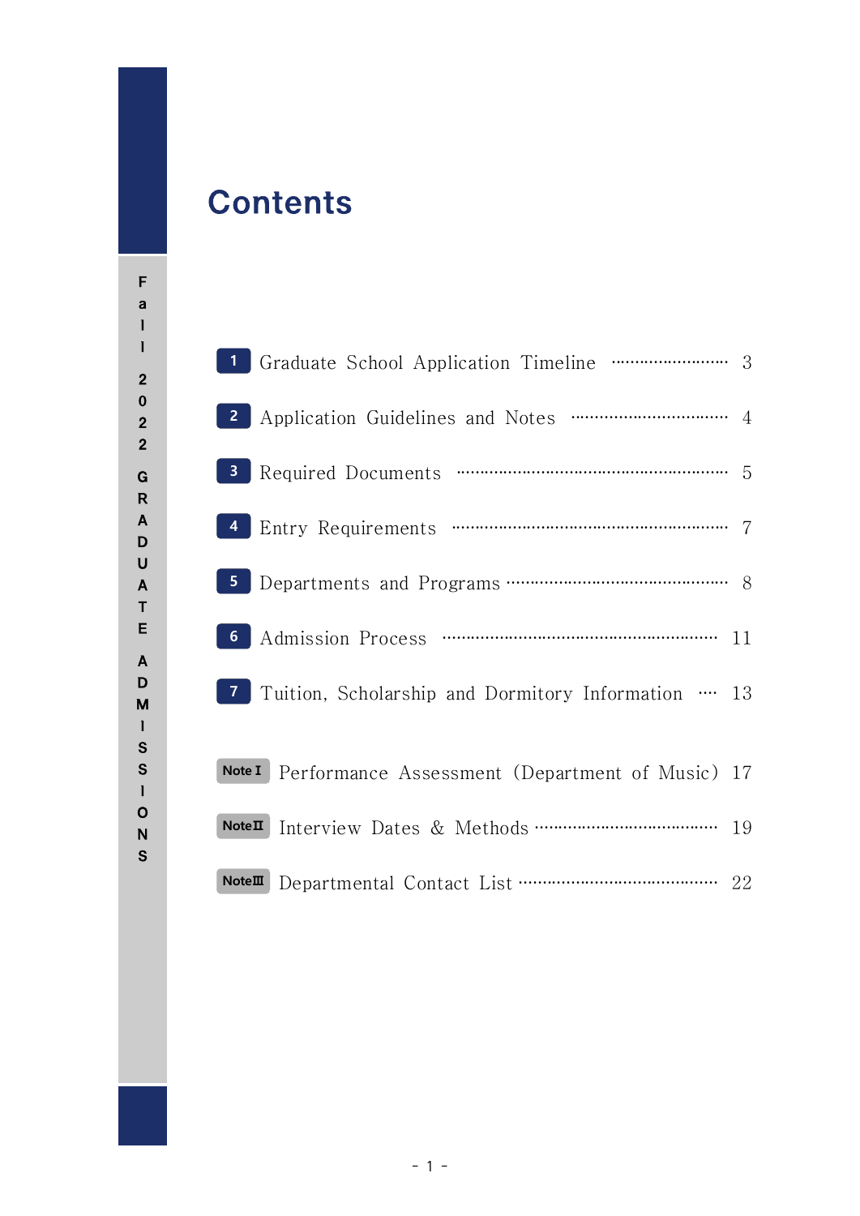Fall 2022 GRADUATE ADMISSIONS

# Contents

| | | |
|---|---|---|
| 1 | Graduate School Application Timeline | 3 |
| 2 | Application Guidelines and Notes | 4 |
| 3 | Required Documents | 5 |
| 4 | Entry Requirements | 7 |
| 5 | Departments and Programs | 8 |
| 6 | Admission Process | 11 |
| 7 | Tuition, Scholarship and Dormitory Information | 13 |
| Note I | Performance Assessment (Department of Music) | 17 |
| Note II | Interview Dates & Methods | 19 |
| Note III | Departmental Contact List | 22 |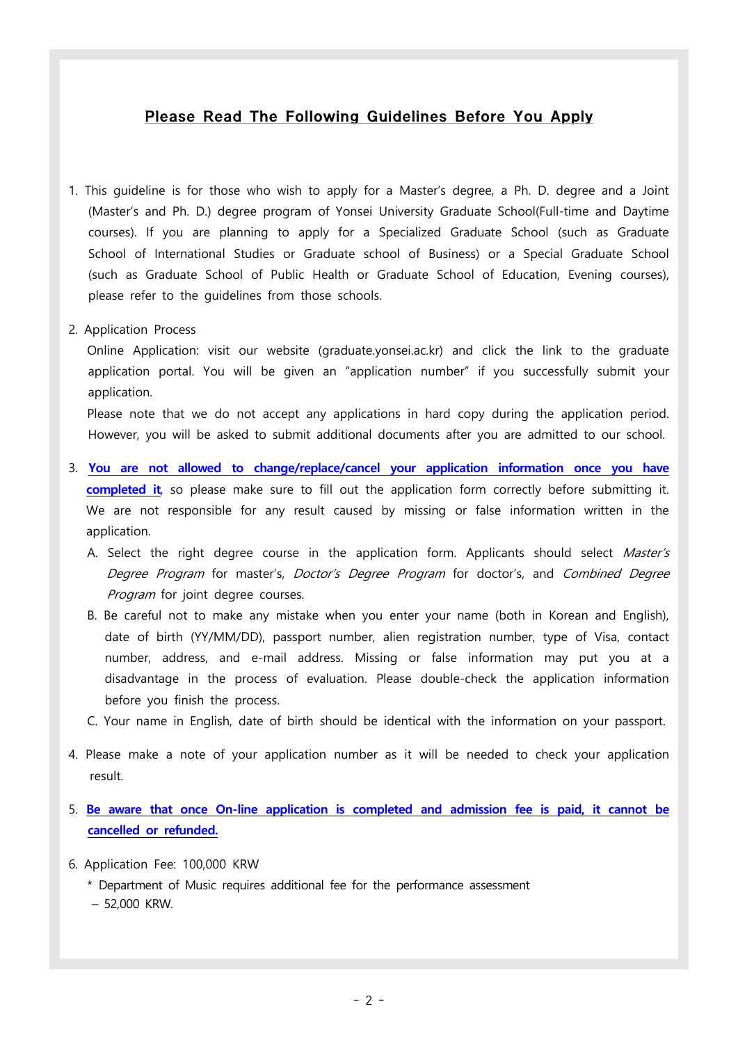## Please Read The Following Guidelines Before You Apply

1. This guideline is for those who wish to apply for a Master's degree, a Ph. D. degree and a Joint (Master's and Ph. D.) degree program of Yonsei University Graduate School(Full-time and Daytime courses). If you are planning to apply for a Specialized Graduate School (such as Graduate School of International Studies or Graduate school of Business) or a Special Graduate School (such as Graduate School of Public Health or Graduate School of Education, Evening courses), please refer to the guidelines from those schools.

2. Application Process
   Online Application: visit our website (graduate.yonsei.ac.kr) and click the link to the graduate application portal. You will be given an "application number" if you successfully submit your application.
   Please note that we do not accept any applications in hard copy during the application period. However, you will be asked to submit additional documents after you are admitted to our school.

3. **You are not allowed to change/replace/cancel your application information once you have completed it**, so please make sure to fill out the application form correctly before submitting it. We are not responsible for any result caused by missing or false information written in the application.
   A. Select the right degree course in the application form. Applicants should select *Master's Degree Program* for master's, *Doctor's Degree Program* for doctor's, and *Combined Degree Program* for joint degree courses.
   B. Be careful not to make any mistake when you enter your name (both in Korean and English), date of birth (YY/MM/DD), passport number, alien registration number, type of Visa, contact number, address, and e-mail address. Missing or false information may put you at a disadvantage in the process of evaluation. Please double-check the application information before you finish the process.
   C. Your name in English, date of birth should be identical with the information on your passport.

4. Please make a note of your application number as it will be needed to check your application result.

5. **Be aware that once On-line application is completed and admission fee is paid, it cannot be cancelled or refunded.**

6. Application Fee: 100,000 KRW
   * Department of Music requires additional fee for the performance assessment – 52,000 KRW.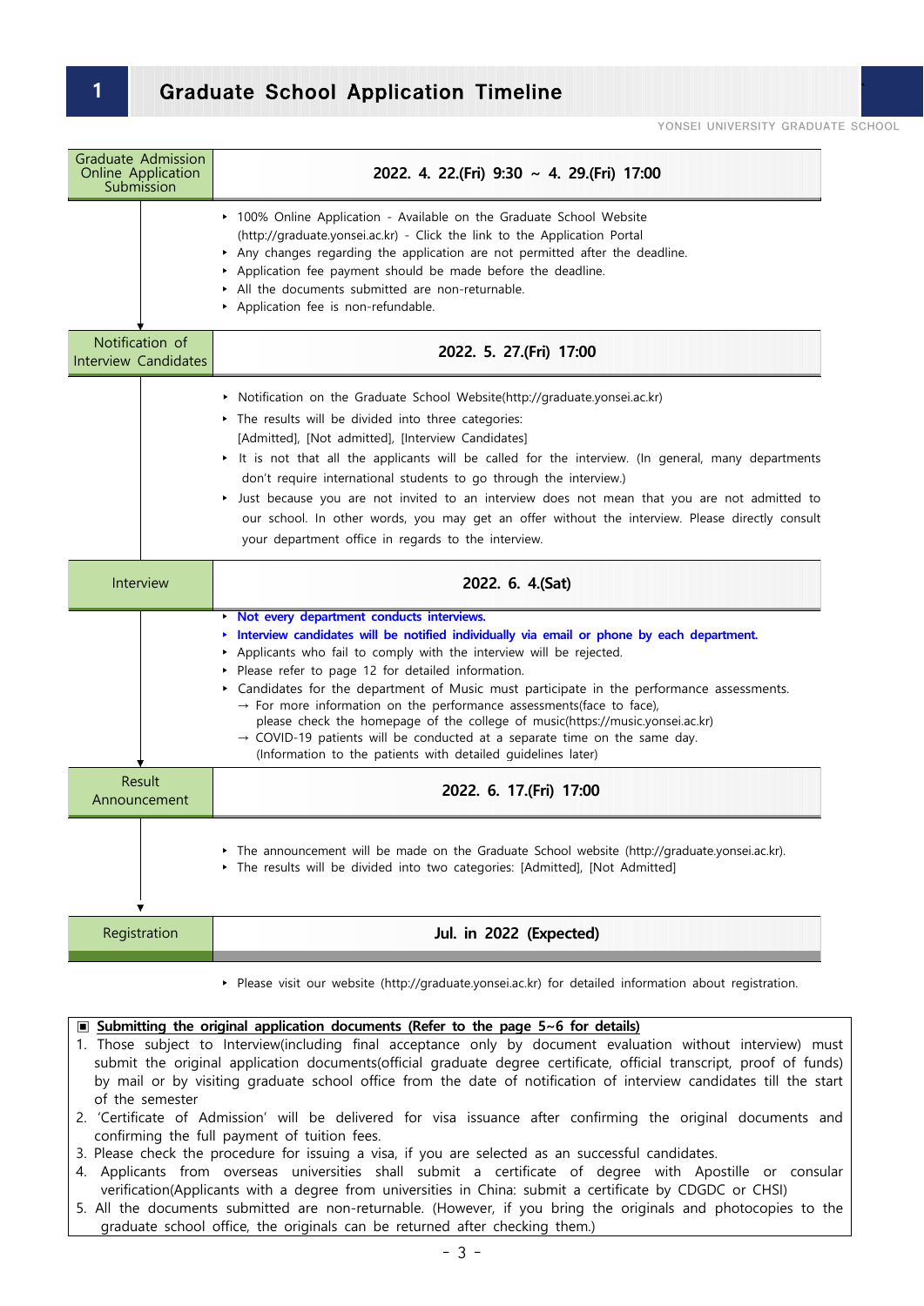# 1 Graduate School Application Timeline

**Graduate Admission Online Application Submission** — **2022. 4. 22.(Fri) 9:30 ~ 4. 29.(Fri) 17:00**

- 100% Online Application - Available on the Graduate School Website (http://graduate.yonsei.ac.kr) - Click the link to the Application Portal
- Any changes regarding the application are not permitted after the deadline.
- Application fee payment should be made before the deadline.
- All the documents submitted are non-returnable.
- Application fee is non-refundable.

**Notification of Interview Candidates** — **2022. 5. 27.(Fri) 17:00**

- Notification on the Graduate School Website(http://graduate.yonsei.ac.kr)
- The results will be divided into three categories: [Admitted], [Not admitted], [Interview Candidates]
- It is not that all the applicants will be called for the interview. (In general, many departments don't require international students to go through the interview.)
- Just because you are not invited to an interview does not mean that you are not admitted to our school. In other words, you may get an offer without the interview. Please directly consult your department office in regards to the interview.

**Interview** — **2022. 6. 4.(Sat)**

- **Not every department conducts interviews.**
- **Interview candidates will be notified individually via email or phone by each department.**
- Applicants who fail to comply with the interview will be rejected.
- Please refer to page 12 for detailed information.
- Candidates for the department of Music must participate in the performance assessments.
  → For more information on the performance assessments(face to face), please check the homepage of the college of music(https://music.yonsei.ac.kr)
  → COVID-19 patients will be conducted at a separate time on the same day. (Information to the patients with detailed guidelines later)

**Result Announcement** — **2022. 6. 17.(Fri) 17:00**

- The announcement will be made on the Graduate School website (http://graduate.yonsei.ac.kr).
- The results will be divided into two categories: [Admitted], [Not Admitted]

**Registration** — **Jul. in 2022 (Expected)**

- Please visit our website (http://graduate.yonsei.ac.kr) for detailed information about registration.

---

▣ **Submitting the original application documents (Refer to the page 5~6 for details)**

1. Those subject to Interview(including final acceptance only by document evaluation without interview) must submit the original application documents(official graduate degree certificate, official transcript, proof of funds) by mail or by visiting graduate school office from the date of notification of interview candidates till the start of the semester
2. 'Certificate of Admission' will be delivered for visa issuance after confirming the original documents and confirming the full payment of tuition fees.
3. Please check the procedure for issuing a visa, if you are selected as an successful candidates.
4. Applicants from overseas universities shall submit a certificate of degree with Apostille or consular verification(Applicants with a degree from universities in China: submit a certificate by CDGDC or CHSI)
5. All the documents submitted are non-returnable. (However, if you bring the originals and photocopies to the graduate school office, the originals can be returned after checking them.)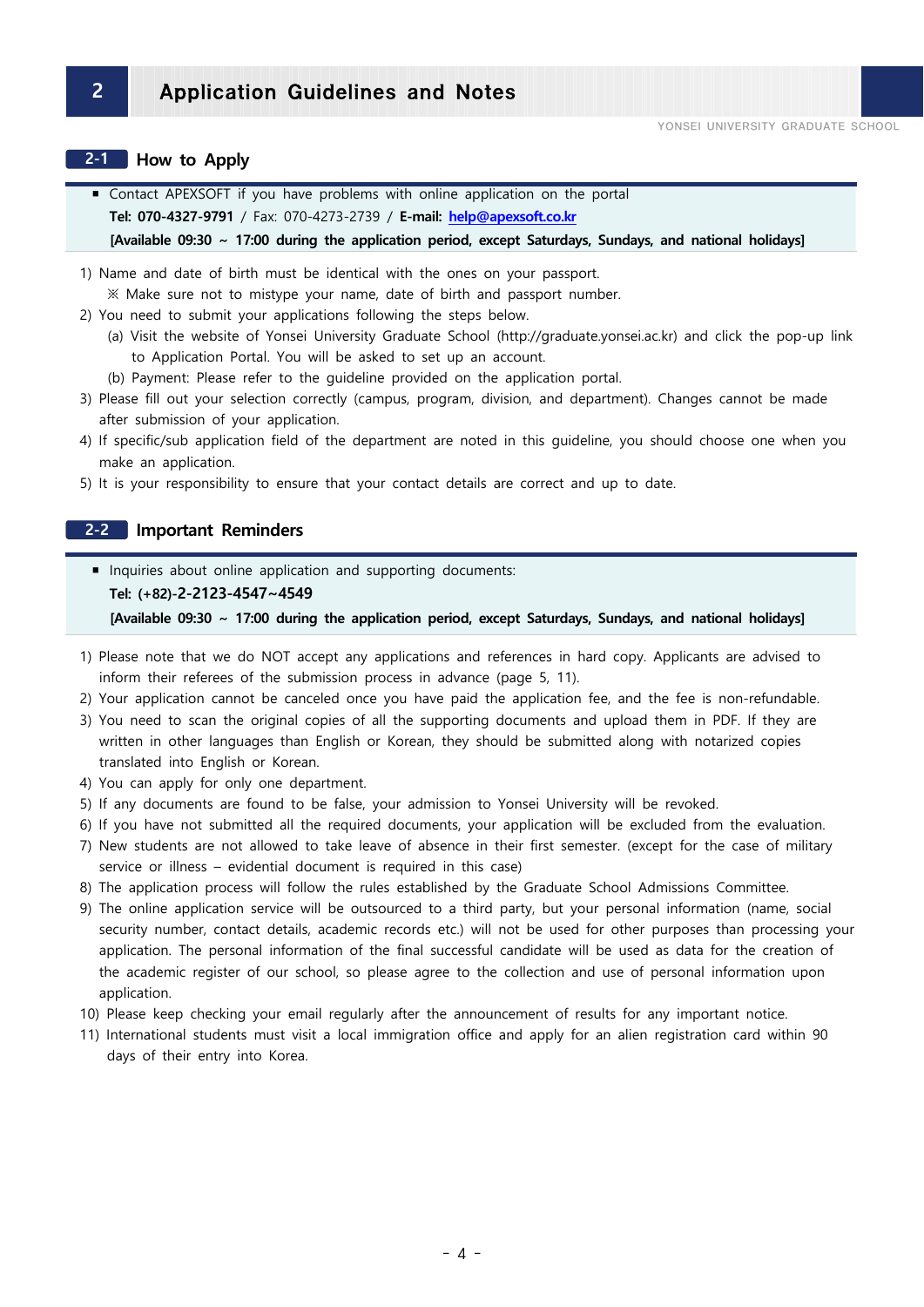# 2 Application Guidelines and Notes

## 2-1 How to Apply

- Contact APEXSOFT if you have problems with online application on the portal
  **Tel: 070-4327-9791** / Fax: 070-4273-2739 / **E-mail: help@apexsoft.co.kr**
  **[Available 09:30 ~ 17:00 during the application period, except Saturdays, Sundays, and national holidays]**

1) Name and date of birth must be identical with the ones on your passport.
   ※ Make sure not to mistype your name, date of birth and passport number.
2) You need to submit your applications following the steps below.
   (a) Visit the website of Yonsei University Graduate School (http://graduate.yonsei.ac.kr) and click the pop-up link to Application Portal. You will be asked to set up an account.
   (b) Payment: Please refer to the guideline provided on the application portal.
3) Please fill out your selection correctly (campus, program, division, and department). Changes cannot be made after submission of your application.
4) If specific/sub application field of the department are noted in this guideline, you should choose one when you make an application.
5) It is your responsibility to ensure that your contact details are correct and up to date.

## 2-2 Important Reminders

- Inquiries about online application and supporting documents:
  **Tel: (+82)-2-2123-4547~4549**
  **[Available 09:30 ~ 17:00 during the application period, except Saturdays, Sundays, and national holidays]**

1) Please note that we do NOT accept any applications and references in hard copy. Applicants are advised to inform their referees of the submission process in advance (page 5, 11).
2) Your application cannot be canceled once you have paid the application fee, and the fee is non-refundable.
3) You need to scan the original copies of all the supporting documents and upload them in PDF. If they are written in other languages than English or Korean, they should be submitted along with notarized copies translated into English or Korean.
4) You can apply for only one department.
5) If any documents are found to be false, your admission to Yonsei University will be revoked.
6) If you have not submitted all the required documents, your application will be excluded from the evaluation.
7) New students are not allowed to take leave of absence in their first semester. (except for the case of military service or illness – evidential document is required in this case)
8) The application process will follow the rules established by the Graduate School Admissions Committee.
9) The online application service will be outsourced to a third party, but your personal information (name, social security number, contact details, academic records etc.) will not be used for other purposes than processing your application. The personal information of the final successful candidate will be used as data for the creation of the academic register of our school, so please agree to the collection and use of personal information upon application.
10) Please keep checking your email regularly after the announcement of results for any important notice.
11) International students must visit a local immigration office and apply for an alien registration card within 90 days of their entry into Korea.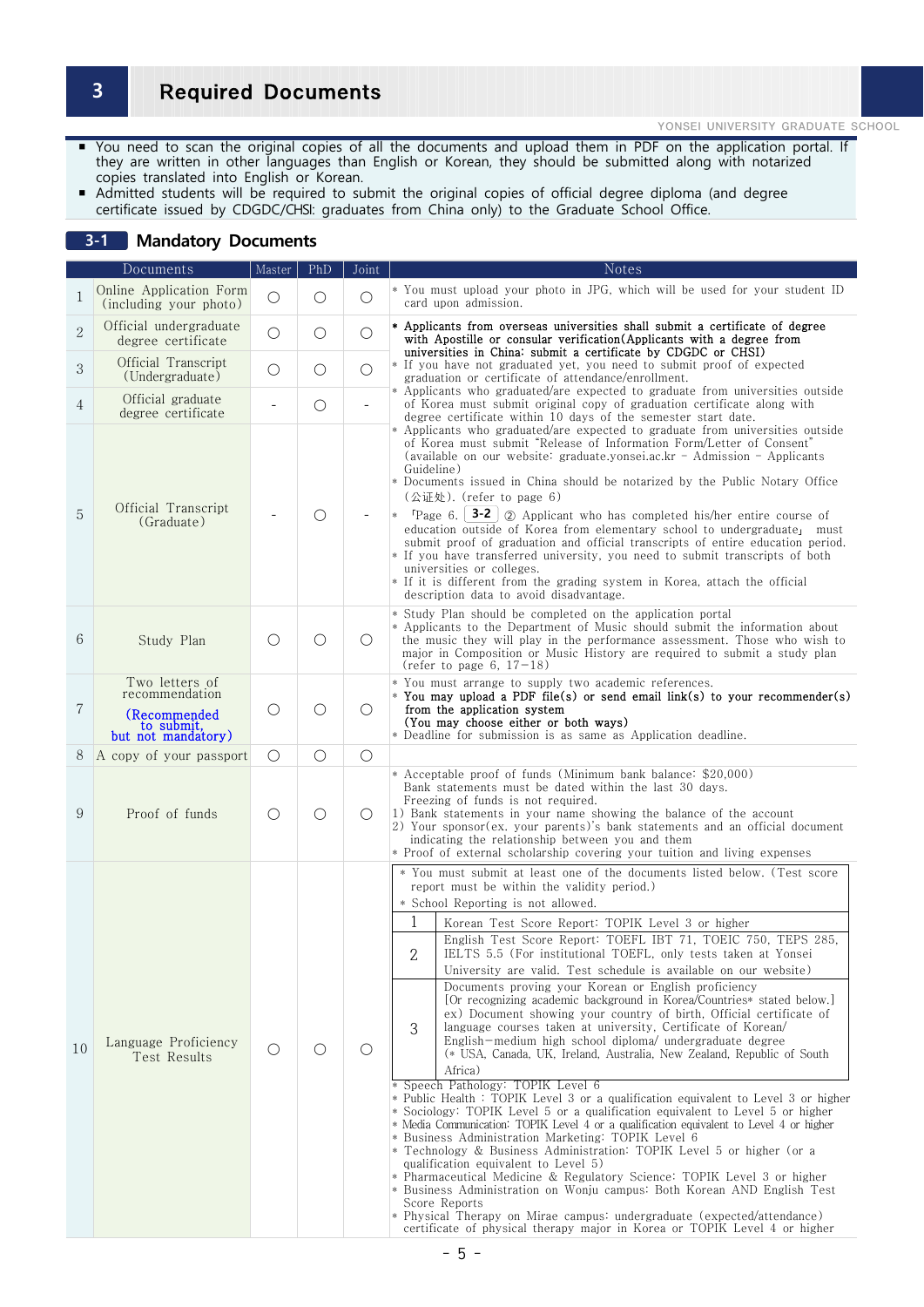# 3 Required Documents

- You need to scan the original copies of all the documents and upload them in PDF on the application portal. If they are written in other languages than English or Korean, they should be submitted along with notarized copies translated into English or Korean.
- Admitted students will be required to submit the original copies of official degree diploma (and degree certificate issued by CDGDC/CHSI: graduates from China only) to the Graduate School Office.

## 3-1 Mandatory Documents

| | Documents | Master | PhD | Joint | Notes |
|---|---|---|---|---|---|
| 1 | Online Application Form (including your photo) | ○ | ○ | ○ | * You must upload your photo in JPG, which will be used for your student ID card upon admission. |
| 2 | Official undergraduate degree certificate | ○ | ○ | ○ | **\* Applicants from overseas universities shall submit a certificate of degree with Apostille or consular verification(Applicants with a degree from universities in China: submit a certificate by CDGDC or CHSI)**<br>* If you have not graduated yet, you need to submit proof of expected graduation or certificate of attendance/enrollment.<br>* Applicants who graduated/are expected to graduate from universities outside of Korea must submit original copy of graduation certificate along with degree certificate within 10 days of the semester start date.<br>* Applicants who graduated/are expected to graduate from universities outside of Korea must submit "Release of Information Form/Letter of Consent" (available on our website: graduate.yonsei.ac.kr – Admission – Applicants Guideline)<br>* Documents issued in China should be notarized by the Public Notary Office (公证处). (refer to page 6)<br>* 「Page 6. 3-2 ② Applicant who has completed his/her entire course of education outside of Korea from elementary school to undergraduate」 must submit proof of graduation and official transcripts of entire education period.<br>* If you have transferred university, you need to submit transcripts of both universities or colleges.<br>* If it is different from the grading system in Korea, attach the official description data to avoid disadvantage. |
| 3 | Official Transcript (Undergraduate) | ○ | ○ | ○ | |
| 4 | Official graduate degree certificate | - | ○ | - | |
| 5 | Official Transcript (Graduate) | - | ○ | - | |
| 6 | Study Plan | ○ | ○ | ○ | * Study Plan should be completed on the application portal<br>* Applicants to the Department of Music should submit the information about the music they will play in the performance assessment. Those who wish to major in Composition or Music History are required to submit a study plan (refer to page 6, 17–18) |
| 7 | Two letters of recommendation<br>(Recommended to submit, but not mandatory) | ○ | ○ | ○ | * You must arrange to supply two academic references.<br>**\* You may upload a PDF file(s) or send email link(s) to your recommender(s) from the application system**<br>**(You may choose either or both ways)**<br>* Deadline for submission is as same as Application deadline. |
| 8 | A copy of your passport | ○ | ○ | ○ | |
| 9 | Proof of funds | ○ | ○ | ○ | * Acceptable proof of funds (Minimum bank balance: $20,000)<br>Bank statements must be dated within the last 30 days.<br>Freezing of funds is not required.<br>1) Bank statements in your name showing the balance of the account<br>2) Your sponsor(ex. your parents)'s bank statements and an official document indicating the relationship between you and them<br>* Proof of external scholarship covering your tuition and living expenses |
| 10 | Language Proficiency Test Results | ○ | ○ | ○ | * You must submit at least one of the documents listed below. (Test score report must be within the validity period.)<br>* School Reporting is not allowed.<br>1. Korean Test Score Report: TOPIK Level 3 or higher<br>2. English Test Score Report: TOEFL IBT 71, TOEIC 750, TEPS 285, IELTS 5.5 (For institutional TOEFL, only tests taken at Yonsei University are valid. Test schedule is available on our website)<br>3. Documents proving your Korean or English proficiency [Or recognizing academic background in Korea/Countries* stated below.] ex) Document showing your country of birth, Official certificate of language courses taken at university, Certificate of Korean/English–medium high school diploma/ undergraduate degree (* USA, Canada, UK, Ireland, Australia, New Zealand, Republic of South Africa)<br>* Speech Pathology: TOPIK Level 6<br>* Public Health : TOPIK Level 3 or a qualification equivalent to Level 3 or higher<br>* Sociology: TOPIK Level 5 or a qualification equivalent to Level 5 or higher<br>* Media Communication: TOPIK Level 4 or a qualification equivalent to Level 4 or higher<br>* Business Administration Marketing: TOPIK Level 6<br>* Technology & Business Administration: TOPIK Level 5 or higher (or a qualification equivalent to Level 5)<br>* Pharmaceutical Medicine & Regulatory Science: TOPIK Level 3 or higher<br>* Business Administration on Wonju campus: Both Korean AND English Test Score Reports<br>* Physical Therapy on Mirae campus: undergraduate (expected/attendance) certificate of physical therapy major in Korea or TOPIK Level 4 or higher |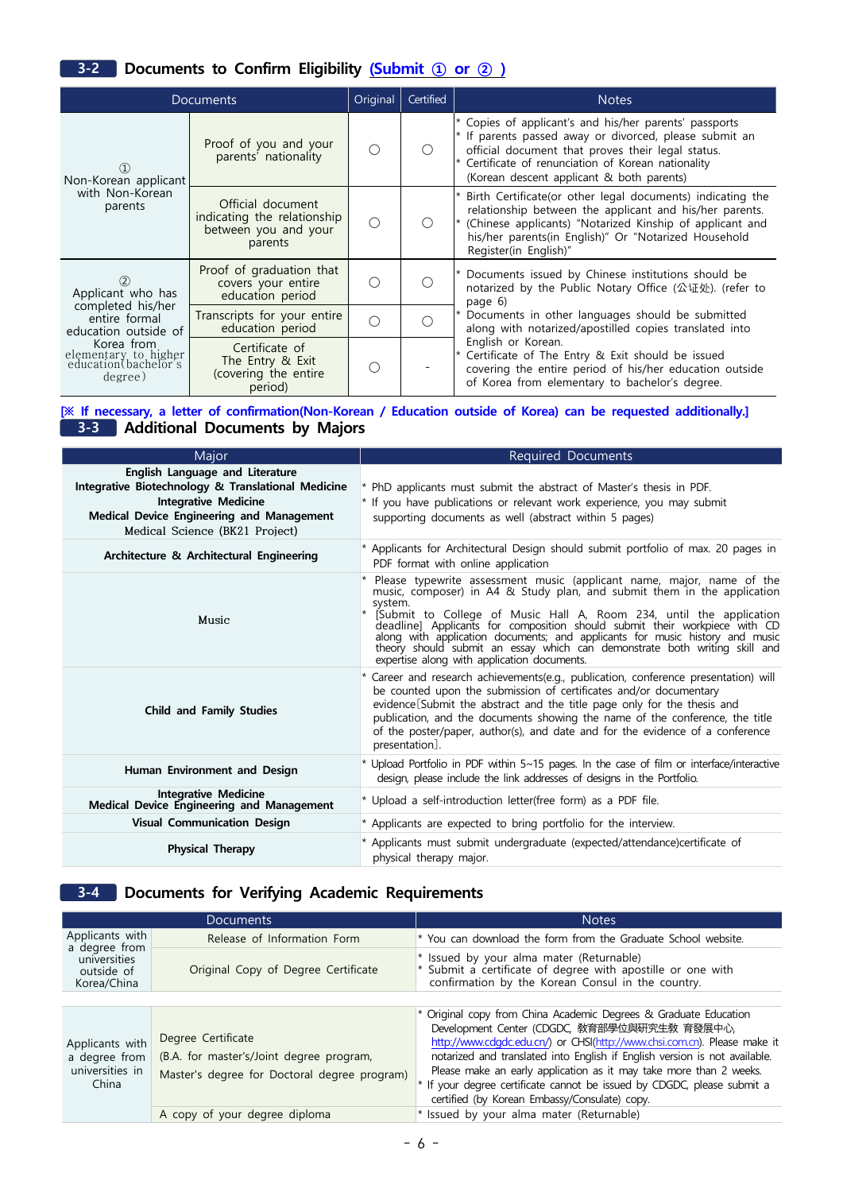## 3-2 Documents to Confirm Eligibility (Submit ① or ② )

| Documents | | Original | Certified | Notes |
|---|---|---|---|---|
| ① Non-Korean applicant with Non-Korean parents | Proof of you and your parents' nationality | ○ | ○ | * Copies of applicant's and his/her parents' passports<br>* If parents passed away or divorced, please submit an official document that proves their legal status.<br>* Certificate of renunciation of Korean nationality (Korean descent applicant & both parents) |
| | Official document indicating the relationship between you and your parents | ○ | ○ | * Birth Certificate(or other legal documents) indicating the relationship between the applicant and his/her parents.<br>* (Chinese applicants) "Notarized Kinship of applicant and his/her parents(in English)" Or "Notarized Household Register(in English)" |
| ② Applicant who has completed his/her entire formal education outside of Korea from elementary to higher education(bachelor's degree) | Proof of graduation that covers your entire education period | ○ | ○ | * Documents issued by Chinese institutions should be notarized by the Public Notary Office (公证处). (refer to page 6)<br>* Documents in other languages should be submitted along with notarized/apostilled copies translated into English or Korean.<br>* Certificate of The Entry & Exit should be issued covering the entire period of his/her education outside of Korea from elementary to bachelor's degree. |
| | Transcripts for your entire education period | ○ | ○ | |
| | Certificate of The Entry & Exit (covering the entire period) | ○ | - | |

[※ If necessary, a letter of confirmation(Non-Korean / Education outside of Korea) can be requested additionally.]

## 3-3 Additional Documents by Majors

| Major | Required Documents |
|---|---|
| **English Language and Literature**<br>**Integrative Biotechnology & Translational Medicine**<br>**Integrative Medicine**<br>**Medical Device Engineering and Management**<br>Medical Science (BK21 Project) | * PhD applicants must submit the abstract of Master's thesis in PDF.<br>* If you have publications or relevant work experience, you may submit supporting documents as well (abstract within 5 pages) |
| **Architecture & Architectural Engineering** | * Applicants for Architectural Design should submit portfolio of max. 20 pages in PDF format with online application |
| Music | * Please typewrite assessment music (applicant name, major, name of the music, composer) in A4 & Study plan, and submit them in the application system.<br>* [Submit to College of Music Hall A, Room 234, until the application deadline] Applicants for composition should submit their workpiece with CD along with application documents; and applicants for music history and music theory should submit an essay which can demonstrate both writing skill and expertise along with application documents. |
| **Child and Family Studies** | * Career and research achievements(e.g., publication, conference presentation) will be counted upon the submission of certificates and/or documentary evidence[Submit the abstract and the title page only for the thesis and publication, and the documents showing the name of the conference, the title of the poster/paper, author(s), and date and for the evidence of a conference presentation]. |
| **Human Environment and Design** | * Upload Portfolio in PDF within 5~15 pages. In the case of film or interface/interactive design, please include the link addresses of designs in the Portfolio. |
| **Integrative Medicine**<br>**Medical Device Engineering and Management** | * Upload a self-introduction letter(free form) as a PDF file. |
| **Visual Communication Design** | * Applicants are expected to bring portfolio for the interview. |
| **Physical Therapy** | * Applicants must submit undergraduate (expected/attendance)certificate of physical therapy major. |

## 3-4 Documents for Verifying Academic Requirements

| Documents | | Notes |
|---|---|---|
| Applicants with a degree from universities outside of Korea/China | Release of Information Form | * You can download the form from the Graduate School website. |
| | Original Copy of Degree Certificate | * Issued by your alma mater (Returnable)<br>* Submit a certificate of degree with apostille or one with confirmation by the Korean Consul in the country. |
| Applicants with a degree from universities in China | Degree Certificate<br>(B.A. for master's/Joint degree program,<br>Master's degree for Doctoral degree program) | * Original copy from China Academic Degrees & Graduate Education Development Center (CDGDC, 教育部學位與硏究生教 育發展中心, http://www.cdgdc.edu.cn/) or CHSI(http://www.chsi.com.cn). Please make it notarized and translated into English if English version is not available. Please make an early application as it may take more than 2 weeks.<br>* If your degree certificate cannot be issued by CDGDC, please submit a certified (by Korean Embassy/Consulate) copy. |
| | A copy of your degree diploma | * Issued by your alma mater (Returnable) |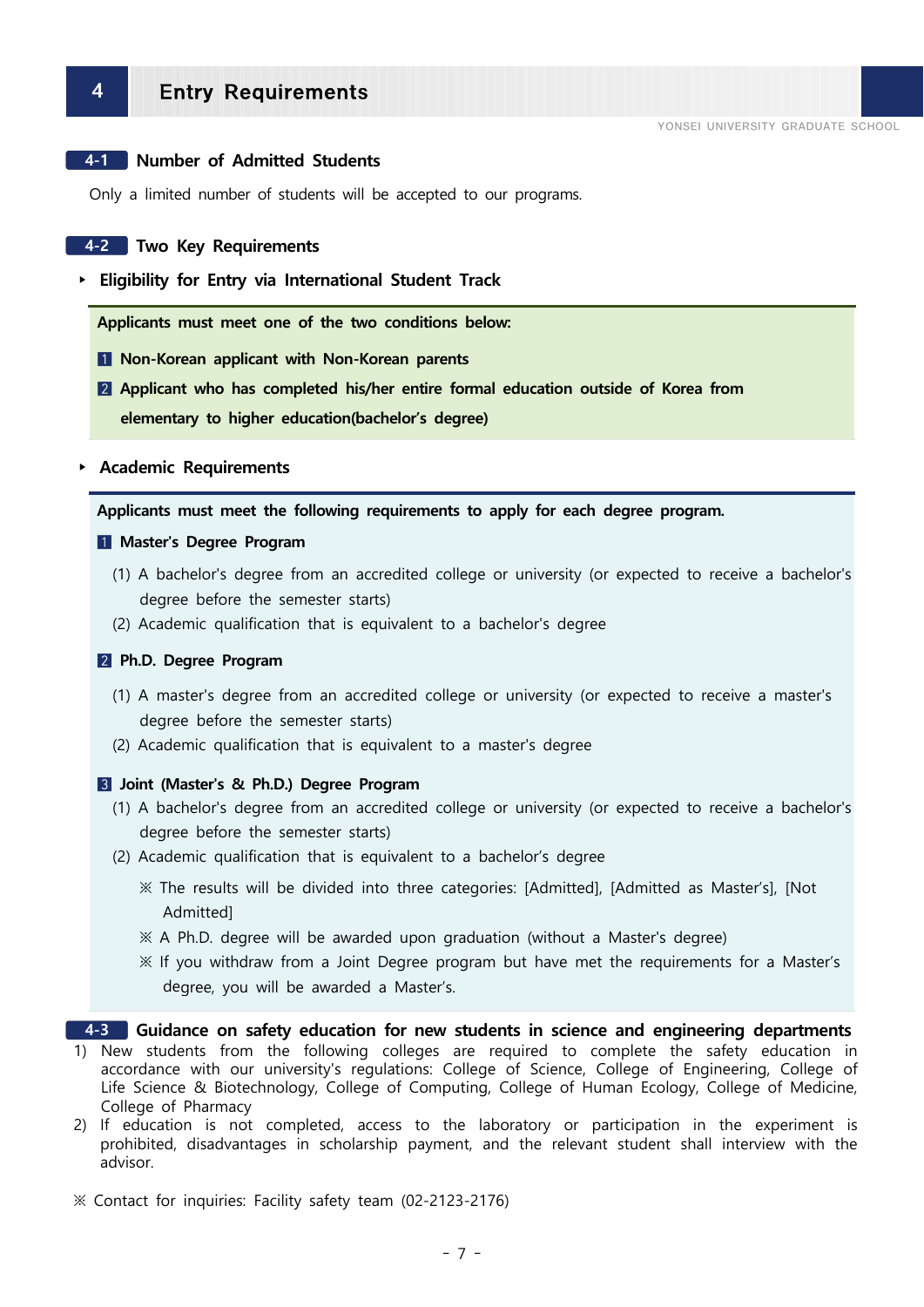# 4 Entry Requirements

## 4-1 Number of Admitted Students

Only a limited number of students will be accepted to our programs.

## 4-2 Two Key Requirements

### ▸ Eligibility for Entry via International Student Track

**Applicants must meet one of the two conditions below:**

**1 Non-Korean applicant with Non-Korean parents**

**2 Applicant who has completed his/her entire formal education outside of Korea from elementary to higher education(bachelor's degree)**

### ▸ Academic Requirements

**Applicants must meet the following requirements to apply for each degree program.**

**1 Master's Degree Program**

(1) A bachelor's degree from an accredited college or university (or expected to receive a bachelor's degree before the semester starts)

(2) Academic qualification that is equivalent to a bachelor's degree

**2 Ph.D. Degree Program**

(1) A master's degree from an accredited college or university (or expected to receive a master's degree before the semester starts)

(2) Academic qualification that is equivalent to a master's degree

**3 Joint (Master's & Ph.D.) Degree Program**

(1) A bachelor's degree from an accredited college or university (or expected to receive a bachelor's degree before the semester starts)

(2) Academic qualification that is equivalent to a bachelor's degree

※ The results will be divided into three categories: [Admitted], [Admitted as Master's], [Not Admitted]

※ A Ph.D. degree will be awarded upon graduation (without a Master's degree)

※ If you withdraw from a Joint Degree program but have met the requirements for a Master's degree, you will be awarded a Master's.

## 4-3 Guidance on safety education for new students in science and engineering departments

1) New students from the following colleges are required to complete the safety education in accordance with our university's regulations: College of Science, College of Engineering, College of Life Science & Biotechnology, College of Computing, College of Human Ecology, College of Medicine, College of Pharmacy

2) If education is not completed, access to the laboratory or participation in the experiment is prohibited, disadvantages in scholarship payment, and the relevant student shall interview with the advisor.

※ Contact for inquiries: Facility safety team (02-2123-2176)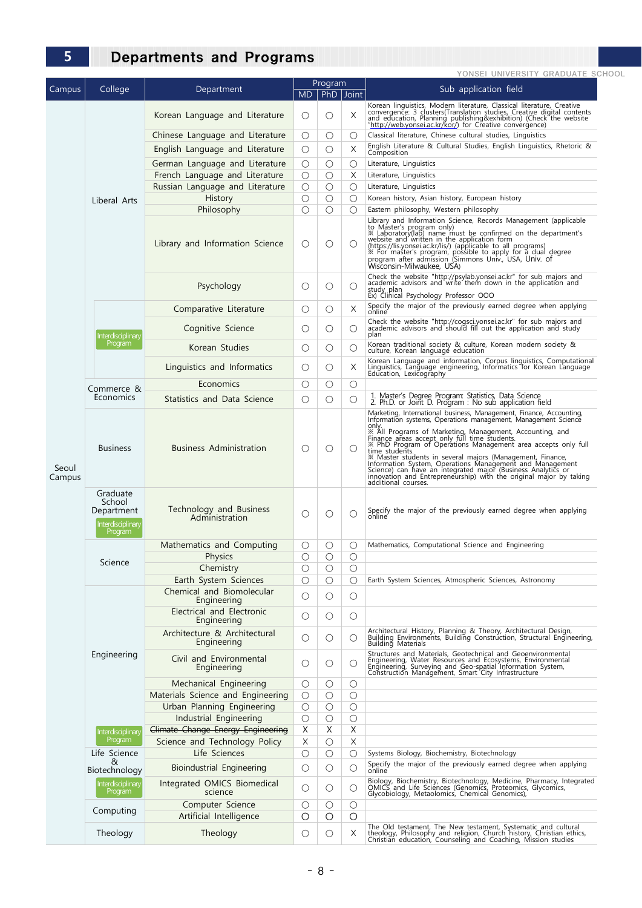# 5 Departments and Programs

| Campus | College | Department | Program | | | Sub application field |
|---|---|---|---|---|---|---|
| | | | MD | PhD | Joint | |
| Seoul Campus | Liberal Arts | Korean Language and Literature | ○ | ○ | X | Korean linguistics, Modern literature, Classical literature, Creative convergence: 3 clusters(Translation studies, Creative digital contents and education, Planning publishing&exhibition) (Check the website "http://web.yonsei.ac.kr/kor/) for Creative convergence) |
| | | Chinese Language and Literature | ○ | ○ | ○ | Classical literature, Chinese cultural studies, Linguistics |
| | | English Language and Literature | ○ | ○ | X | English Literature & Cultural Studies, English Linguistics, Rhetoric & Composition |
| | | German Language and Literature | ○ | ○ | ○ | Literature, Linguistics |
| | | French Language and Literature | ○ | ○ | X | Literature, Linguistics |
| | | Russian Language and Literature | ○ | ○ | ○ | Literature, Linguistics |
| | | History | ○ | ○ | ○ | Korean history, Asian history, European history |
| | | Philosophy | ○ | ○ | ○ | Eastern philosophy, Western philosophy |
| | | Library and Information Science | ○ | ○ | ○ | Library and Information Science, Records Management (applicable to Master's program only) ※ Laboratory(lab) name must be confirmed on the department's website and written in the application form (https://lis.yonsei.ac.kr/lis/) (applicable to all programs) ※ For master's program, possible to apply for a dual degree program after admission (Simmons Univ., USA, Univ. of Wisconsin-Milwaukee, USA) |
| | | Psychology | ○ | ○ | ○ | Check the website "http://psylab.yonsei.ac.kr" for sub majors and academic advisors and write them down in the application and study plan Ex) Clinical Psychology Professor OOO |
| | Interdisciplinary Program | Comparative Literature | ○ | ○ | X | Specify the major of the previously earned degree when applying online |
| | | Cognitive Science | ○ | ○ | ○ | Check the website "http://cogsci.yonsei.ac.kr" for sub majors and academic advisors and should fill out the application and study plan |
| | | Korean Studies | ○ | ○ | ○ | Korean traditional society & culture, Korean modern society & culture, Korean language education |
| | | Linguistics and Informatics | ○ | ○ | X | Korean Language and information, Corpus linguistics, Computational Linguistics, Language engineering, Informatics for Korean Language Education, Lexicography |
| | Commerce & Economics | Economics | ○ | ○ | ○ | |
| | | Statistics and Data Science | ○ | ○ | ○ | 1. Master's Degree Program: Statistics, Data Science 2. Ph.D. or Joint D. Program : No sub application field |
| | Business | Business Administration | ○ | ○ | ○ | Marketing, International business, Management, Finance, Accounting, Information systems, Operations management, Management Science only ※ All Programs of Marketing, Management, Accounting, and Finance areas accept only full time students. ※ PhD Program of Operations Management area accepts only full time students. ※ Master students in several majors (Management, Finance, Information System, Operations Management and Management Science) can have an integrated major (Business Analytics or innovation and Entrepreneurship) with the original major by taking additional courses. |
| | Graduate School Department Interdisciplinary Program | Technology and Business Administration | ○ | ○ | ○ | Specify the major of the previously earned degree when applying online |
| | Science | Mathematics and Computing | ○ | ○ | ○ | Mathematics, Computational Science and Engineering |
| | | Physics | ○ | ○ | ○ | |
| | | Chemistry | ○ | ○ | ○ | |
| | | Earth System Sciences | ○ | ○ | ○ | Earth System Sciences, Atmospheric Sciences, Astronomy |
| | Engineering | Chemical and Biomolecular Engineering | ○ | ○ | ○ | |
| | | Electrical and Electronic Engineering | ○ | ○ | ○ | |
| | | Architecture & Architectural Engineering | ○ | ○ | ○ | Architectural History, Planning & Theory, Architectural Design, Building Environments, Building Construction, Structural Engineering, Building Materials |
| | | Civil and Environmental Engineering | ○ | ○ | ○ | Structures and Materials, Geotechnical and Geoenvironmental Engineering, Water Resources and Ecosystems, Environmental Engineering, Surveying and Geo-spatial Information System, Construction Management, Smart City Infrastructure |
| | | Mechanical Engineering | ○ | ○ | ○ | |
| | | Materials Science and Engineering | ○ | ○ | ○ | |
| | | Urban Planning Engineering | ○ | ○ | ○ | |
| | | Industrial Engineering | ○ | ○ | ○ | |
| | Interdisciplinary Program | ~~Climate Change Energy Engineering~~ | X | X | X | |
| | | Science and Technology Policy | X | ○ | X | |
| | Life Science & Biotechnology | Life Sciences | ○ | ○ | ○ | Systems Biology, Biochemistry, Biotechnology |
| | | Bioindustrial Engineering | ○ | ○ | ○ | Specify the major of the previously earned degree when applying online |
| | Interdisciplinary Program | Integrated OMICS Biomedical science | ○ | ○ | ○ | Biology, Biochemistry, Biotechnology, Medicine, Pharmacy, Integrated OMICS and Life Sciences (Genomics, Proteomics, Glycomics, Glycobiology, Metaolomics, Chemical Genomics), |
| | Computing | Computer Science | ○ | ○ | ○ | |
| | | Artificial Intelligence | ○ | ○ | ○ | |
| | Theology | Theology | ○ | ○ | X | The Old testament, The New testament, Systematic and cultural theology, Philosophy and religion, Church history, Christian ethics, Christian education, Counseling and Coaching, Mission studies |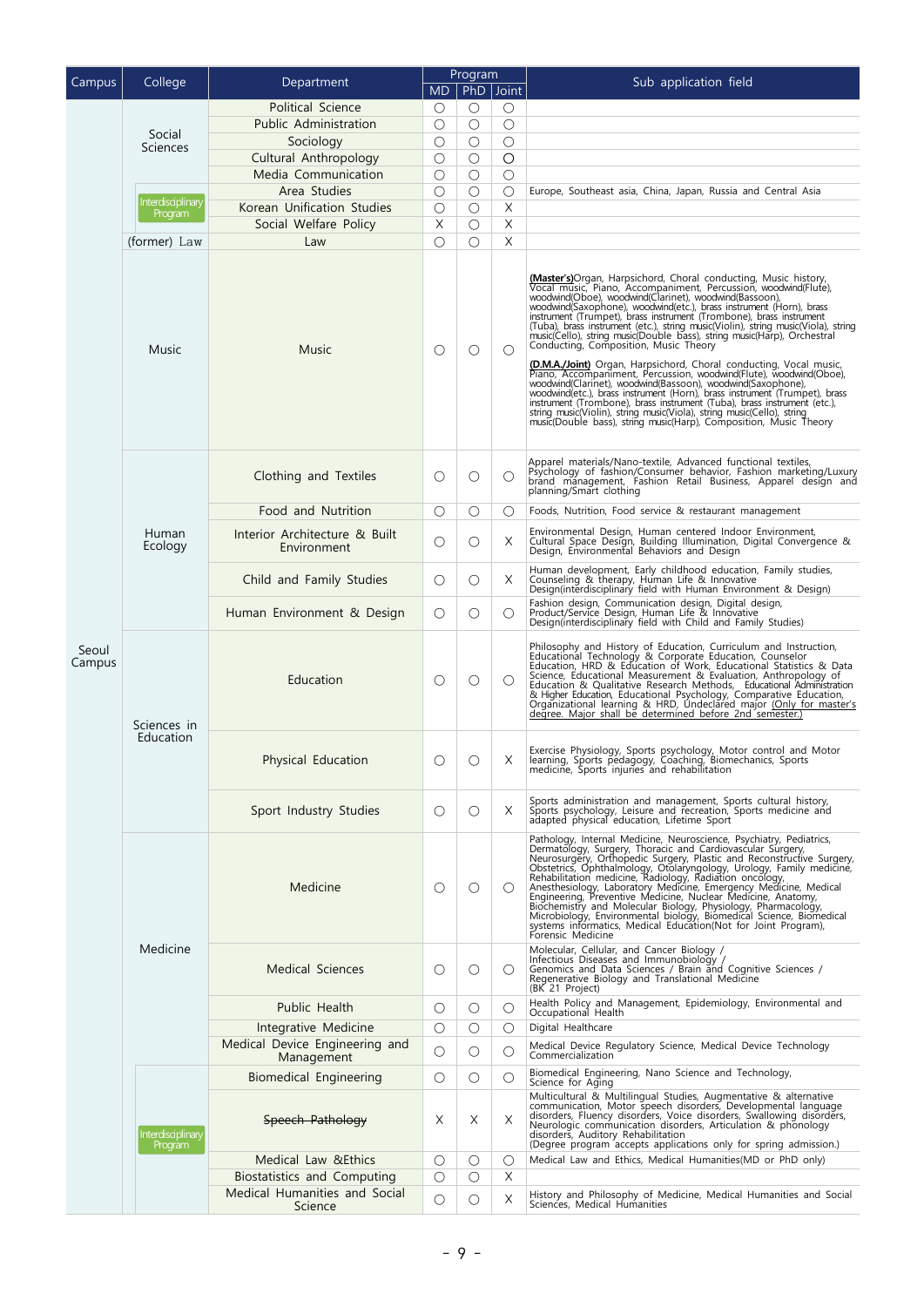| Campus | College | Department | Program | | | Sub application field |
|---|---|---|---|---|---|---|
| | | | MD | PhD | Joint | |
| Seoul Campus | Social Sciences | Political Science | ○ | ○ | ○ | |
| | | Public Administration | ○ | ○ | ○ | |
| | | Sociology | ○ | ○ | ○ | |
| | | Cultural Anthropology | ○ | ○ | ○ | |
| | | Media Communication | ○ | ○ | ○ | |
| | Interdisciplinary Program | Area Studies | ○ | ○ | ○ | Europe, Southeast asia, China, Japan, Russia and Central Asia |
| | | Korean Unification Studies | ○ | ○ | X | |
| | | Social Welfare Policy | X | ○ | X | |
| | (former) Law | Law | ○ | ○ | X | |
| | Music | Music | ○ | ○ | ○ | **(Master's)**Organ, Harpsichord, Choral conducting, Music history, Vocal music, Piano, Accompaniment, Percussion, woodwind(Flute), woodwind(Oboe), woodwind(Clarinet), woodwind(Bassoon), woodwind(Saxophone), woodwind(etc.), brass instrument (Horn), brass instrument (Trumpet), brass instrument (Trombone), brass instrument (Tuba), brass instrument (etc.), string music(Violin), string music(Viola), string music(Cello), string music(Double bass), string music(Harp), Orchestral Conducting, Composition, Music Theory<br>**(D.M.A./Joint)** Organ, Harpsichord, Choral conducting, Vocal music, Piano, Accompaniment, Percussion, woodwind(Flute), woodwind(Oboe), woodwind(Clarinet), woodwind(Bassoon), woodwind(Saxophone), woodwind(etc.), brass instrument (Horn), brass instrument (Trumpet), brass instrument (Trombone), brass instrument (Tuba), brass instrument (etc.), string music(Violin), string music(Viola), string music(Cello), string music(Double bass), string music(Harp), Composition, Music Theory |
| | Human Ecology | Clothing and Textiles | ○ | ○ | ○ | Apparel materials/Nano-textile, Advanced functional textiles, Psychology of fashion/Consumer behavior, Fashion marketing/Luxury brand management, Fashion Retail Business, Apparel design and planning/Smart clothing |
| | | Food and Nutrition | ○ | ○ | ○ | Foods, Nutrition, Food service & restaurant management |
| | | Interior Architecture & Built Environment | ○ | ○ | X | Environmental Design, Human centered Indoor Environment, Cultural Space Design, Building Illumination, Digital Convergence & Design, Environmental Behaviors and Design |
| | | Child and Family Studies | ○ | ○ | X | Human development, Early childhood education, Family studies, Counseling & therapy, Human Life & Innovative Design(interdisciplinary field with Human Environment & Design) |
| | | Human Environment & Design | ○ | ○ | ○ | Fashion design, Communication design, Digital design, Product/Service Design, Human Life & Innovative Design(interdisciplinary field with Child and Family Studies) |
| | Sciences in Education | Education | ○ | ○ | ○ | Philosophy and History of Education, Curriculum and Instruction, Educational Technology & Corporate Education, Counselor Education, HRD & Education of Work, Educational Statistics & Data Science, Educational Measurement & Evaluation, Anthropology of Education & Qualitative Research Methods, Educational Administration & Higher Education, Educational Psychology, Comparative Education, Organizational learning & HRD, Undeclared major (Only for master's degree. Major shall be determined before 2nd semester.) |
| | | Physical Education | ○ | ○ | X | Exercise Physiology, Sports psychology, Motor control and Motor learning, Sports pedagogy, Coaching, Biomechanics, Sports medicine, Sports injuries and rehabilitation |
| | | Sport Industry Studies | ○ | ○ | X | Sports administration and management, Sports cultural history, Sports psychology, Leisure and recreation, Sports medicine and adapted physical education, Lifetime Sport |
| | Medicine | Medicine | ○ | ○ | ○ | Pathology, Internal Medicine, Neuroscience, Psychiatry, Pediatrics, Dermatology, Surgery, Thoracic and Cardiovascular Surgery, Neurosurgery, Orthopedic Surgery, Plastic and Reconstructive Surgery, Obstetrics, Ophthalmology, Otolaryngology, Urology, Family medicine, Rehabilitation medicine, Radiology, Radiation oncology, Anesthesiology, Laboratory Medicine, Emergency Medicine, Medical Engineering, Preventive Medicine, Nuclear Medicine, Anatomy, Biochemistry and Molecular Biology, Physiology, Pharmacology, Microbiology, Environmental biology, Biomedical Science, Biomedical systems informatics, Medical Education(Not for Joint Program), Forensic Medicine |
| | | Medical Sciences | ○ | ○ | ○ | Molecular, Cellular, and Cancer Biology / Infectious Diseases and Immunobiology / Genomics and Data Sciences / Brain and Cognitive Sciences / Regenerative Biology and Translational Medicine (BK 21 Project) |
| | | Public Health | ○ | ○ | ○ | Health Policy and Management, Epidemiology, Environmental and Occupational Health |
| | | Integrative Medicine | ○ | ○ | ○ | Digital Healthcare |
| | | Medical Device Engineering and Management | ○ | ○ | ○ | Medical Device Regulatory Science, Medical Device Technology Commercialization |
| | Interdisciplinary Program | Biomedical Engineering | ○ | ○ | ○ | Biomedical Engineering, Nano Science and Technology, Science for Aging |
| | | ~~Speech Pathology~~ | X | X | X | Multicultural & Multilingual Studies, Augmentative & alternative communication, Motor speech disorders, Developmental language disorders, Fluency disorders, Voice disorders, Swallowing disorders, Neurologic communication disorders, Articulation & phonology disorders, Auditory Rehabilitation<br>(Degree program accepts applications only for spring admission.) |
| | | Medical Law &Ethics | ○ | ○ | ○ | Medical Law and Ethics, Medical Humanities(MD or PhD only) |
| | | Biostatistics and Computing | ○ | ○ | X | |
| | | Medical Humanities and Social Science | ○ | ○ | X | History and Philosophy of Medicine, Medical Humanities and Social Sciences, Medical Humanities |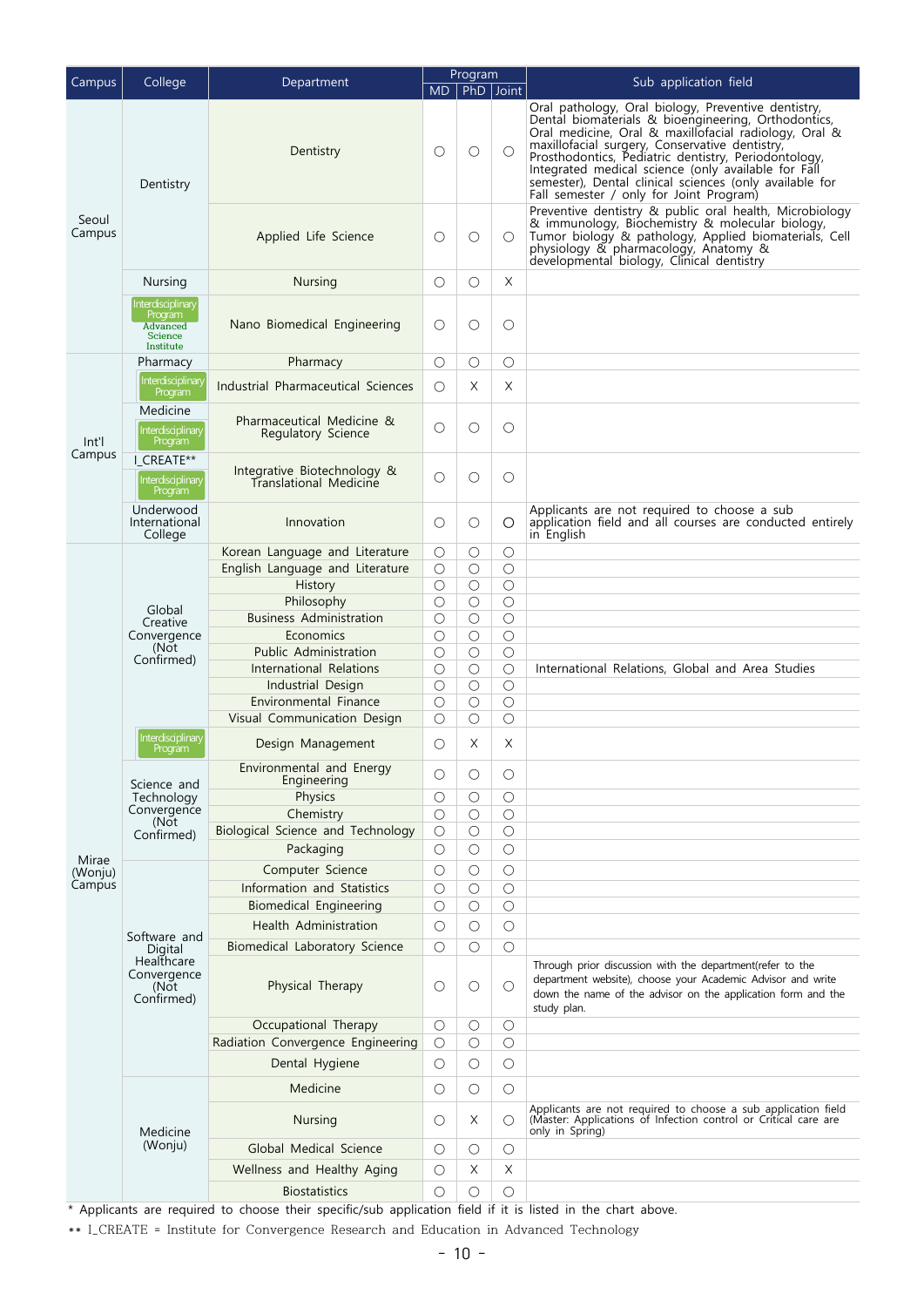| Campus | College | Department | Program | | | Sub application field |
|---|---|---|---|---|---|---|
| | | | MD | PhD | Joint | |
| Seoul Campus | Dentistry | Dentistry | ○ | ○ | ○ | Oral pathology, Oral biology, Preventive dentistry, Dental biomaterials & bioengineering, Orthodontics, Oral medicine, Oral & maxillofacial radiology, Oral & maxillofacial surgery, Conservative dentistry, Prosthodontics, Pediatric dentistry, Periodontology, Integrated medical science (only available for Fall semester), Dental clinical sciences (only available for Fall semester / only for Joint Program) |
| | | Applied Life Science | ○ | ○ | ○ | Preventive dentistry & public oral health, Microbiology & immunology, Biochemistry & molecular biology, Tumor biology & pathology, Applied biomaterials, Cell physiology & pharmacology, Anatomy & developmental biology, Clinical dentistry |
| | Nursing | Nursing | ○ | ○ | X | |
| | Interdisciplinary Program Advanced Science Institute | Nano Biomedical Engineering | ○ | ○ | ○ | |
| Int'l Campus | Pharmacy | Pharmacy | ○ | ○ | ○ | |
| | Interdisciplinary Program | Industrial Pharmaceutical Sciences | ○ | X | X | |
| | Medicine Interdisciplinary Program | Pharmaceutical Medicine & Regulatory Science | ○ | ○ | ○ | |
| | I_CREATE** Interdisciplinary Program | Integrative Biotechnology & Translational Medicine | ○ | ○ | ○ | |
| | Underwood International College | Innovation | ○ | ○ | ○ | Applicants are not required to choose a sub application field and all courses are conducted entirely in English |
| Mirae (Wonju) Campus | Global Creative Convergence (Not Confirmed) | Korean Language and Literature | ○ | ○ | ○ | |
| | | English Language and Literature | ○ | ○ | ○ | |
| | | History | ○ | ○ | ○ | |
| | | Philosophy | ○ | ○ | ○ | |
| | | Business Administration | ○ | ○ | ○ | |
| | | Economics | ○ | ○ | ○ | |
| | | Public Administration | ○ | ○ | ○ | |
| | | International Relations | ○ | ○ | ○ | International Relations, Global and Area Studies |
| | | Industrial Design | ○ | ○ | ○ | |
| | | Environmental Finance | ○ | ○ | ○ | |
| | | Visual Communication Design | ○ | ○ | ○ | |
| | Interdisciplinary Program | Design Management | ○ | X | X | |
| | Science and Technology Convergence (Not Confirmed) | Environmental and Energy Engineering | ○ | ○ | ○ | |
| | | Physics | ○ | ○ | ○ | |
| | | Chemistry | ○ | ○ | ○ | |
| | | Biological Science and Technology | ○ | ○ | ○ | |
| | | Packaging | ○ | ○ | ○ | |
| | Software and Digital Healthcare Convergence (Not Confirmed) | Computer Science | ○ | ○ | ○ | |
| | | Information and Statistics | ○ | ○ | ○ | |
| | | Biomedical Engineering | ○ | ○ | ○ | |
| | | Health Administration | ○ | ○ | ○ | |
| | | Biomedical Laboratory Science | ○ | ○ | ○ | |
| | | Physical Therapy | ○ | ○ | ○ | Through prior discussion with the department(refer to the department website), choose your Academic Advisor and write down the name of the advisor on the application form and the study plan. |
| | | Occupational Therapy | ○ | ○ | ○ | |
| | | Radiation Convergence Engineering | ○ | ○ | ○ | |
| | | Dental Hygiene | ○ | ○ | ○ | |
| | Medicine (Wonju) | Medicine | ○ | ○ | ○ | |
| | | Nursing | ○ | X | ○ | Applicants are not required to choose a sub application field (Master: Applications of Infection control or Critical care are only in Spring) |
| | | Global Medical Science | ○ | ○ | ○ | |
| | | Wellness and Healthy Aging | ○ | X | X | |
| | | Biostatistics | ○ | ○ | ○ | |

\* Applicants are required to choose their specific/sub application field if it is listed in the chart above.

** I_CREATE = Institute for Convergence Research and Education in Advanced Technology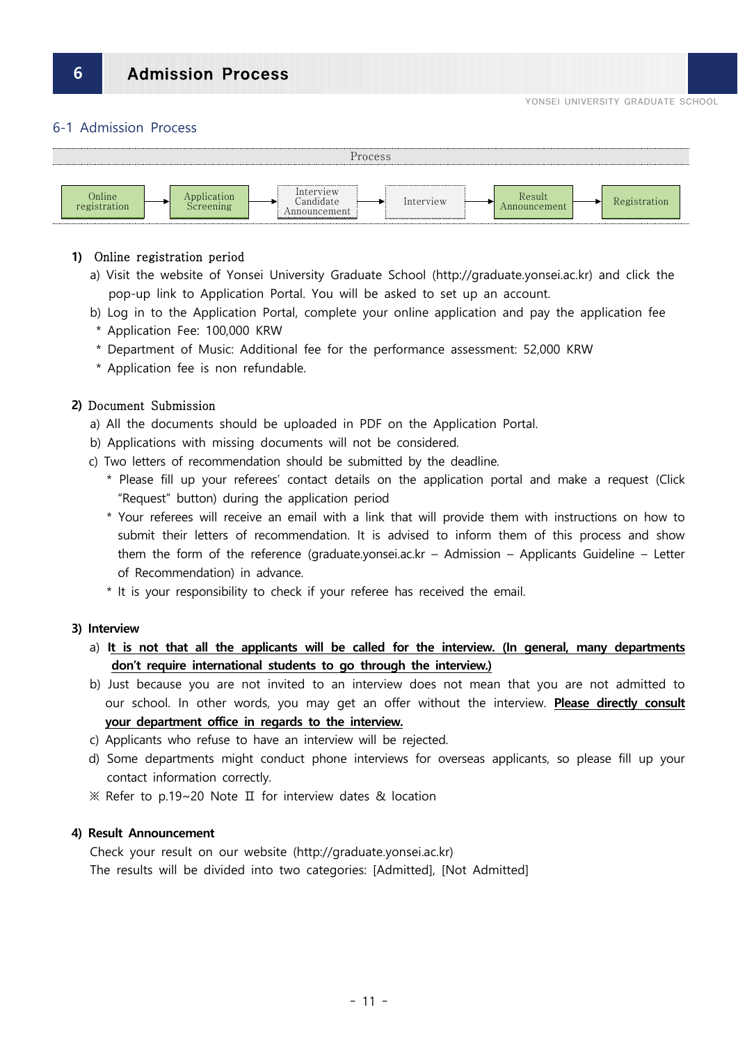# 6 Admission Process

## 6-1 Admission Process

Process

Online registration → Application Screening → Interview Candidate Announcement → Interview → Result Announcement → Registration

**1)** Online registration period

a) Visit the website of Yonsei University Graduate School (http://graduate.yonsei.ac.kr) and click the pop-up link to Application Portal. You will be asked to set up an account.

b) Log in to the Application Portal, complete your online application and pay the application fee

\* Application Fee: 100,000 KRW

\* Department of Music: Additional fee for the performance assessment: 52,000 KRW

\* Application fee is non refundable.

**2)** Document Submission

a) All the documents should be uploaded in PDF on the Application Portal.

b) Applications with missing documents will not be considered.

c) Two letters of recommendation should be submitted by the deadline.

\* Please fill up your referees' contact details on the application portal and make a request (Click "Request" button) during the application period

\* Your referees will receive an email with a link that will provide them with instructions on how to submit their letters of recommendation. It is advised to inform them of this process and show them the form of the reference (graduate.yonsei.ac.kr – Admission – Applicants Guideline – Letter of Recommendation) in advance.

\* It is your responsibility to check if your referee has received the email.

**3) Interview**

a) **It is not that all the applicants will be called for the interview. (In general, many departments don't require international students to go through the interview.)**

b) Just because you are not invited to an interview does not mean that you are not admitted to our school. In other words, you may get an offer without the interview. **Please directly consult your department office in regards to the interview.**

c) Applicants who refuse to have an interview will be rejected.

d) Some departments might conduct phone interviews for overseas applicants, so please fill up your contact information correctly.

※ Refer to p.19~20 Note Ⅱ for interview dates & location

**4) Result Announcement**

Check your result on our website (http://graduate.yonsei.ac.kr)

The results will be divided into two categories: [Admitted], [Not Admitted]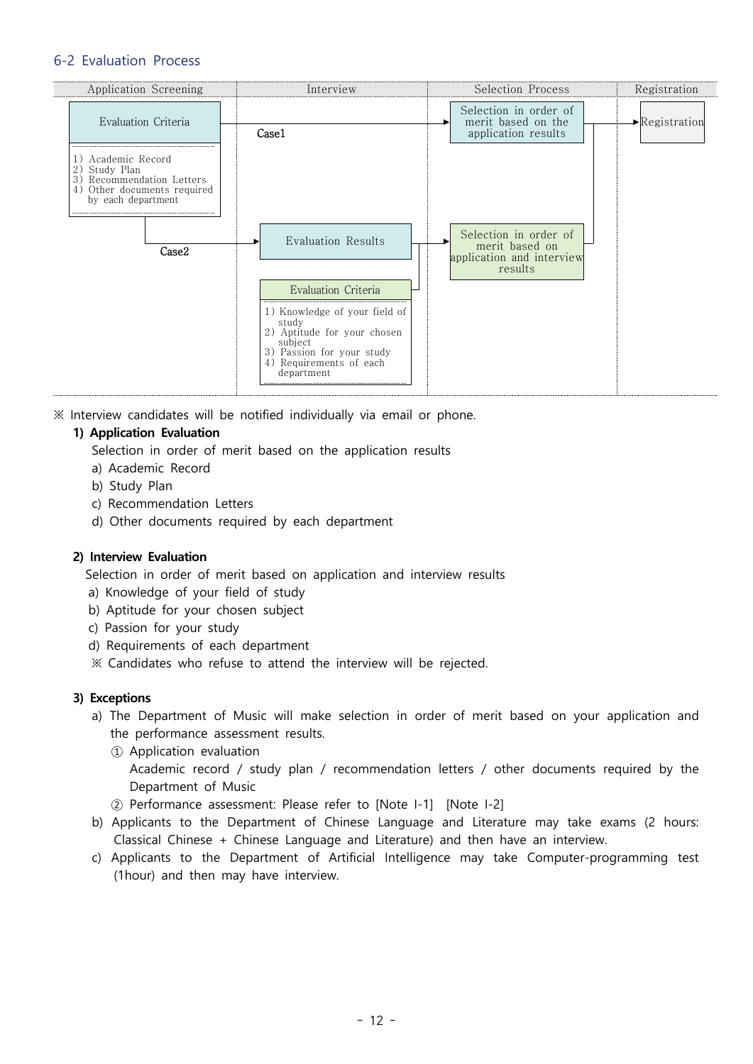## 6-2 Evaluation Process

Application Screening

Interview

Selection Process

Registration

Evaluation Criteria

1) Academic Record
2) Study Plan
3) Recommendation Letters
4) Other documents required by each department

Case1

Selection in order of merit based on the application results

Registration

Case2

Evaluation Results

Evaluation Criteria

1) Knowledge of your field of study
2) Aptitude for your chosen subject
3) Passion for your study
4) Requirements of each department

Selection in order of merit based on application and interview results

※ Interview candidates will be notified individually via email or phone.

**1) Application Evaluation**

Selection in order of merit based on the application results

a) Academic Record
b) Study Plan
c) Recommendation Letters
d) Other documents required by each department

**2) Interview Evaluation**

Selection in order of merit based on application and interview results

a) Knowledge of your field of study
b) Aptitude for your chosen subject
c) Passion for your study
d) Requirements of each department

※ Candidates who refuse to attend the interview will be rejected.

**3) Exceptions**

a) The Department of Music will make selection in order of merit based on your application and the performance assessment results.
 ① Application evaluation
 Academic record / study plan / recommendation letters / other documents required by the Department of Music
 ② Performance assessment: Please refer to [Note I-1] [Note I-2]

b) Applicants to the Department of Chinese Language and Literature may take exams (2 hours: Classical Chinese + Chinese Language and Literature) and then have an interview.

c) Applicants to the Department of Artificial Intelligence may take Computer-programming test (1hour) and then may have interview.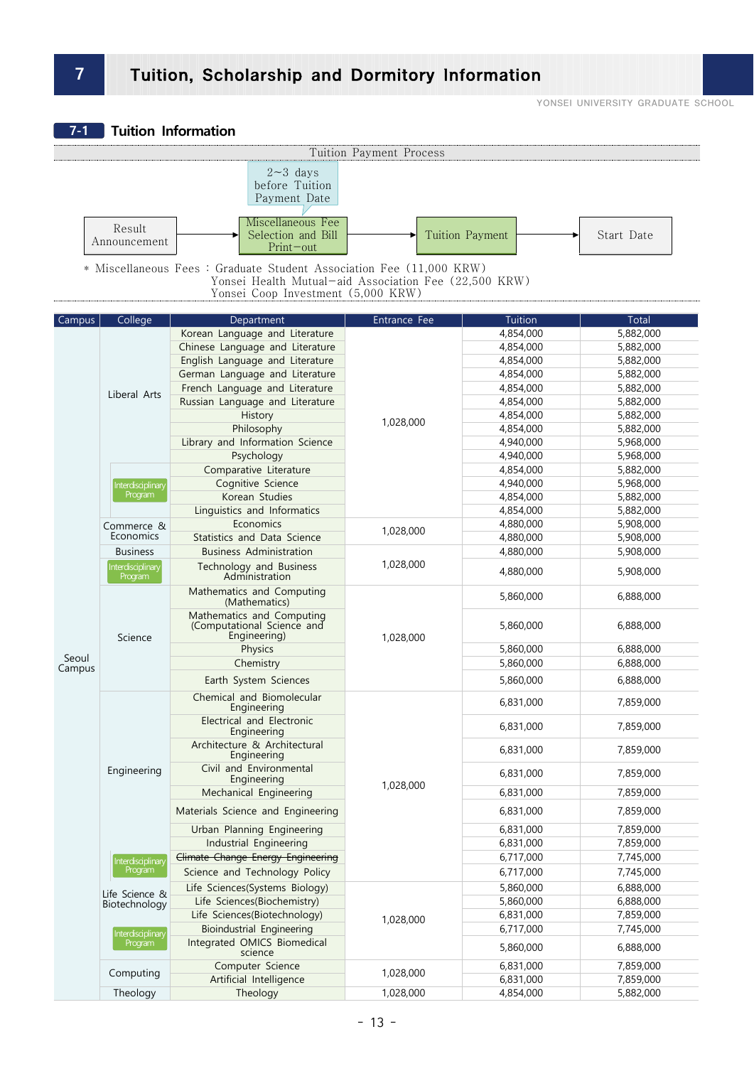# 7 Tuition, Scholarship and Dormitory Information

## 7-1 Tuition Information

**Tuition Payment Process**

Result Announcement → Miscellaneous Fee Selection and Bill Print−out (2~3 days before Tuition Payment Date) → Tuition Payment → Start Date

* Miscellaneous Fees : Graduate Student Association Fee (11,000 KRW)
  Yonsei Health Mutual−aid Association Fee (22,500 KRW)
  Yonsei Coop Investment (5,000 KRW)

| Campus | College | Department | Entrance Fee | Tuition | Total |
|---|---|---|---|---|---|
| Seoul Campus | Liberal Arts | Korean Language and Literature | 1,028,000 | 4,854,000 | 5,882,000 |
| | | Chinese Language and Literature | | 4,854,000 | 5,882,000 |
| | | English Language and Literature | | 4,854,000 | 5,882,000 |
| | | German Language and Literature | | 4,854,000 | 5,882,000 |
| | | French Language and Literature | | 4,854,000 | 5,882,000 |
| | | Russian Language and Literature | | 4,854,000 | 5,882,000 |
| | | History | | 4,854,000 | 5,882,000 |
| | | Philosophy | | 4,854,000 | 5,882,000 |
| | | Library and Information Science | | 4,940,000 | 5,968,000 |
| | | Psychology | | 4,940,000 | 5,968,000 |
| | Interdisciplinary Program | Comparative Literature | | 4,854,000 | 5,882,000 |
| | | Cognitive Science | | 4,940,000 | 5,968,000 |
| | | Korean Studies | | 4,854,000 | 5,882,000 |
| | | Linguistics and Informatics | | 4,854,000 | 5,882,000 |
| | Commerce & Economics | Economics | 1,028,000 | 4,880,000 | 5,908,000 |
| | | Statistics and Data Science | | 4,880,000 | 5,908,000 |
| | Business | Business Administration | 1,028,000 | 4,880,000 | 5,908,000 |
| | Interdisciplinary Program | Technology and Business Administration | | 4,880,000 | 5,908,000 |
| | Science | Mathematics and Computing (Mathematics) | 1,028,000 | 5,860,000 | 6,888,000 |
| | | Mathematics and Computing (Computational Science and Engineering) | | 5,860,000 | 6,888,000 |
| | | Physics | | 5,860,000 | 6,888,000 |
| | | Chemistry | | 5,860,000 | 6,888,000 |
| | | Earth System Sciences | | 5,860,000 | 6,888,000 |
| | Engineering | Chemical and Biomolecular Engineering | 1,028,000 | 6,831,000 | 7,859,000 |
| | | Electrical and Electronic Engineering | | 6,831,000 | 7,859,000 |
| | | Architecture & Architectural Engineering | | 6,831,000 | 7,859,000 |
| | | Civil and Environmental Engineering | | 6,831,000 | 7,859,000 |
| | | Mechanical Engineering | | 6,831,000 | 7,859,000 |
| | | Materials Science and Engineering | | 6,831,000 | 7,859,000 |
| | | Urban Planning Engineering | | 6,831,000 | 7,859,000 |
| | | Industrial Engineering | | 6,831,000 | 7,859,000 |
| | Interdisciplinary Program | ~~Climate Change Energy Engineering~~ | | 6,717,000 | 7,745,000 |
| | | Science and Technology Policy | | 6,717,000 | 7,745,000 |
| | Life Science & Biotechnology | Life Sciences(Systems Biology) | 1,028,000 | 5,860,000 | 6,888,000 |
| | | Life Sciences(Biochemistry) | | 5,860,000 | 6,888,000 |
| | | Life Sciences(Biotechnology) | | 6,831,000 | 7,859,000 |
| | Interdisciplinary Program | Bioindustrial Engineering | | 6,717,000 | 7,745,000 |
| | | Integrated OMICS Biomedical science | | 5,860,000 | 6,888,000 |
| | Computing | Computer Science | 1,028,000 | 6,831,000 | 7,859,000 |
| | | Artificial Intelligence | | 6,831,000 | 7,859,000 |
| | Theology | Theology | 1,028,000 | 4,854,000 | 5,882,000 |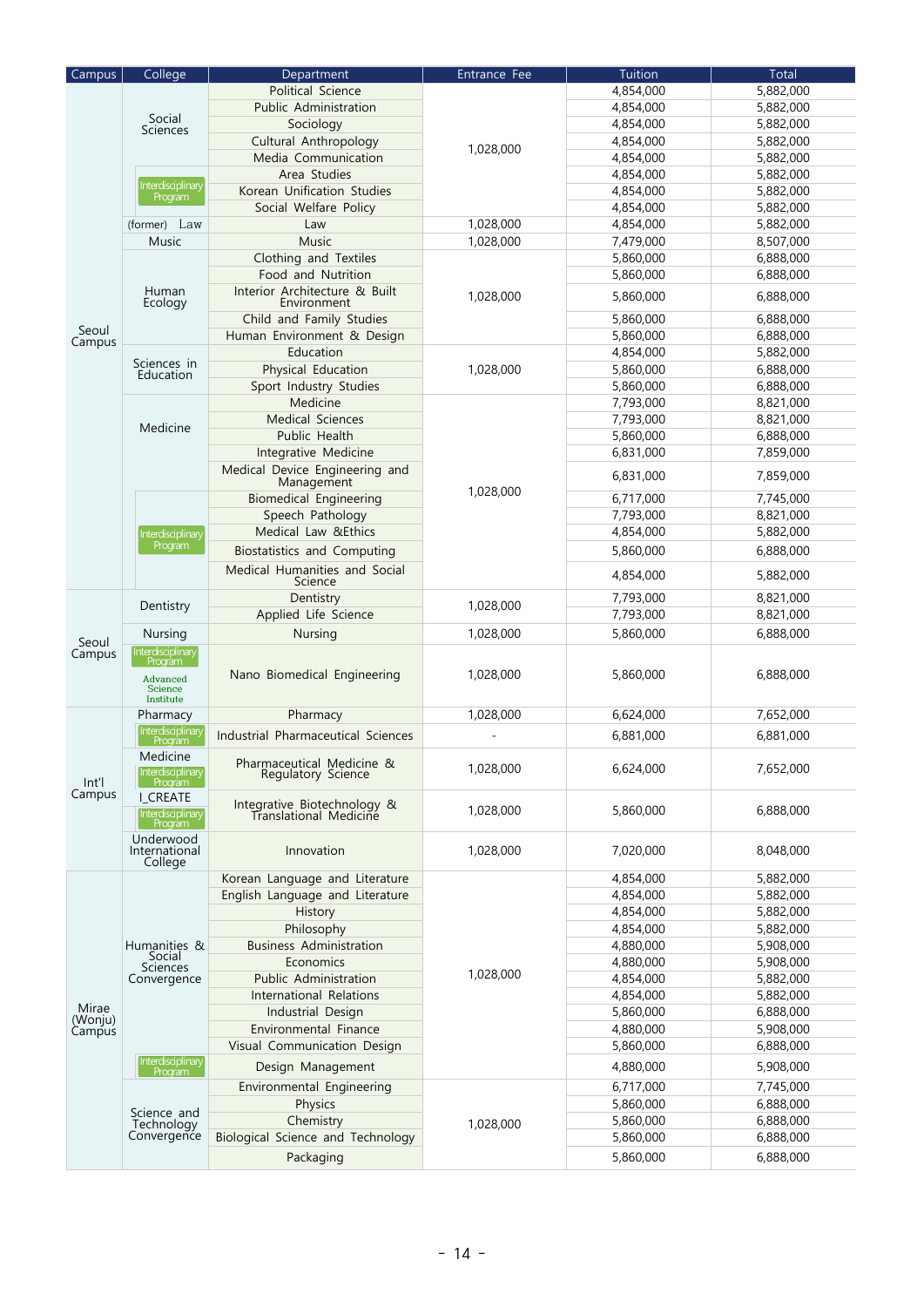| Campus | College | Department | Entrance Fee | Tuition | Total |
|---|---|---|---|---|---|
| Seoul Campus | Social Sciences | Political Science | 1,028,000 | 4,854,000 | 5,882,000 |
| | | Public Administration | | 4,854,000 | 5,882,000 |
| | | Sociology | | 4,854,000 | 5,882,000 |
| | | Cultural Anthropology | | 4,854,000 | 5,882,000 |
| | | Media Communication | | 4,854,000 | 5,882,000 |
| | Interdisciplinary Program | Area Studies | | 4,854,000 | 5,882,000 |
| | | Korean Unification Studies | | 4,854,000 | 5,882,000 |
| | | Social Welfare Policy | | 4,854,000 | 5,882,000 |
| | (former) Law | Law | 1,028,000 | 4,854,000 | 5,882,000 |
| | Music | Music | 1,028,000 | 7,479,000 | 8,507,000 |
| | Human Ecology | Clothing and Textiles | 1,028,000 | 5,860,000 | 6,888,000 |
| | | Food and Nutrition | | 5,860,000 | 6,888,000 |
| | | Interior Architecture & Built Environment | | 5,860,000 | 6,888,000 |
| | | Child and Family Studies | | 5,860,000 | 6,888,000 |
| | | Human Environment & Design | | 5,860,000 | 6,888,000 |
| | Sciences in Education | Education | 1,028,000 | 4,854,000 | 5,882,000 |
| | | Physical Education | | 5,860,000 | 6,888,000 |
| | | Sport Industry Studies | | 5,860,000 | 6,888,000 |
| | Medicine | Medicine | 1,028,000 | 7,793,000 | 8,821,000 |
| | | Medical Sciences | | 7,793,000 | 8,821,000 |
| | | Public Health | | 5,860,000 | 6,888,000 |
| | | Integrative Medicine | | 6,831,000 | 7,859,000 |
| | | Medical Device Engineering and Management | | 6,831,000 | 7,859,000 |
| | Interdisciplinary Program | Biomedical Engineering | | 6,717,000 | 7,745,000 |
| | | Speech Pathology | | 7,793,000 | 8,821,000 |
| | | Medical Law &Ethics | | 4,854,000 | 5,882,000 |
| | | Biostatistics and Computing | | 5,860,000 | 6,888,000 |
| | | Medical Humanities and Social Science | | 4,854,000 | 5,882,000 |
| Seoul Campus | Dentistry | Dentistry | 1,028,000 | 7,793,000 | 8,821,000 |
| | | Applied Life Science | | 7,793,000 | 8,821,000 |
| | Nursing | Nursing | 1,028,000 | 5,860,000 | 6,888,000 |
| | Interdisciplinary Program Advanced Science Institute | Nano Biomedical Engineering | 1,028,000 | 5,860,000 | 6,888,000 |
| Int'l Campus | Pharmacy | Pharmacy | 1,028,000 | 6,624,000 | 7,652,000 |
| | Interdisciplinary Program | Industrial Pharmaceutical Sciences | - | 6,881,000 | 6,881,000 |
| | Medicine Interdisciplinary Program | Pharmaceutical Medicine & Regulatory Science | 1,028,000 | 6,624,000 | 7,652,000 |
| | I_CREATE Interdisciplinary Program | Integrative Biotechnology & Translational Medicine | 1,028,000 | 5,860,000 | 6,888,000 |
| | Underwood International College | Innovation | 1,028,000 | 7,020,000 | 8,048,000 |
| Mirae (Wonju) Campus | Humanities & Social Sciences Convergence | Korean Language and Literature | 1,028,000 | 4,854,000 | 5,882,000 |
| | | English Language and Literature | | 4,854,000 | 5,882,000 |
| | | History | | 4,854,000 | 5,882,000 |
| | | Philosophy | | 4,854,000 | 5,882,000 |
| | | Business Administration | | 4,880,000 | 5,908,000 |
| | | Economics | | 4,880,000 | 5,908,000 |
| | | Public Administration | | 4,854,000 | 5,882,000 |
| | | International Relations | | 4,854,000 | 5,882,000 |
| | | Industrial Design | | 5,860,000 | 6,888,000 |
| | | Environmental Finance | | 4,880,000 | 5,908,000 |
| | | Visual Communication Design | | 5,860,000 | 6,888,000 |
| | Interdisciplinary Program | Design Management | | 4,880,000 | 5,908,000 |
| | Science and Technology Convergence | Environmental Engineering | 1,028,000 | 6,717,000 | 7,745,000 |
| | | Physics | | 5,860,000 | 6,888,000 |
| | | Chemistry | | 5,860,000 | 6,888,000 |
| | | Biological Science and Technology | | 5,860,000 | 6,888,000 |
| | | Packaging | | 5,860,000 | 6,888,000 |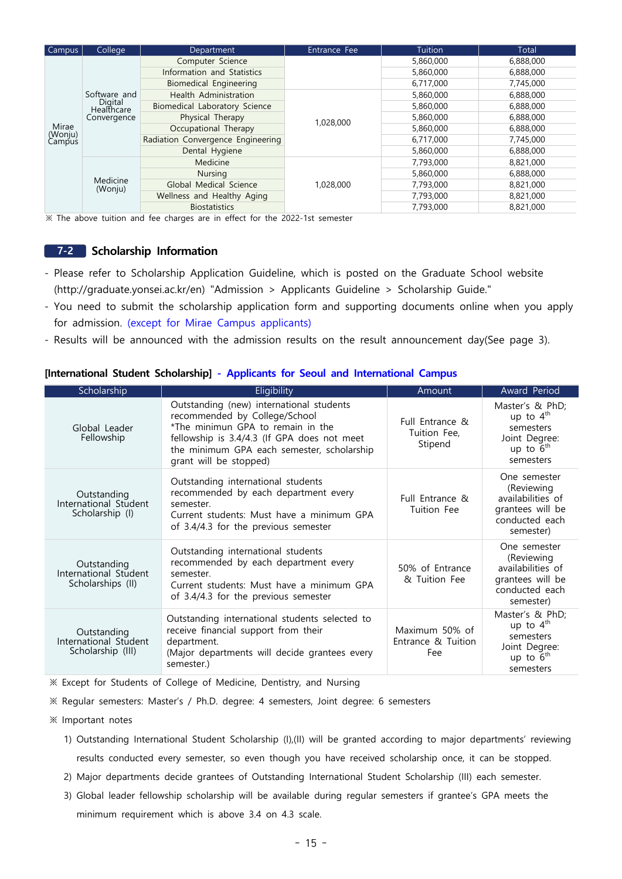| Campus | College | Department | Entrance Fee | Tuition | Total |
|---|---|---|---|---|---|
| Mirae (Wonju) Campus | Software and Digital Healthcare Convergence | Computer Science | | 5,860,000 | 6,888,000 |
| | | Information and Statistics | | 5,860,000 | 6,888,000 |
| | | Biomedical Engineering | | 6,717,000 | 7,745,000 |
| | | Health Administration | 1,028,000 | 5,860,000 | 6,888,000 |
| | | Biomedical Laboratory Science | | 5,860,000 | 6,888,000 |
| | | Physical Therapy | | 5,860,000 | 6,888,000 |
| | | Occupational Therapy | | 5,860,000 | 6,888,000 |
| | | Radiation Convergence Engineering | | 6,717,000 | 7,745,000 |
| | | Dental Hygiene | | 5,860,000 | 6,888,000 |
| | Medicine (Wonju) | Medicine | 1,028,000 | 7,793,000 | 8,821,000 |
| | | Nursing | | 5,860,000 | 6,888,000 |
| | | Global Medical Science | | 7,793,000 | 8,821,000 |
| | | Wellness and Healthy Aging | | 7,793,000 | 8,821,000 |
| | | Biostatistics | | 7,793,000 | 8,821,000 |

※ The above tuition and fee charges are in effect for the 2022-1st semester

## 7-2 Scholarship Information

- Please refer to Scholarship Application Guideline, which is posted on the Graduate School website (http://graduate.yonsei.ac.kr/en) "Admission > Applicants Guideline > Scholarship Guide."
- You need to submit the scholarship application form and supporting documents online when you apply for admission. (except for Mirae Campus applicants)
- Results will be announced with the admission results on the result announcement day(See page 3).

**[International Student Scholarship] - Applicants for Seoul and International Campus**

| Scholarship | Eligibility | Amount | Award Period |
|---|---|---|---|
| Global Leader Fellowship | Outstanding (new) international students recommended by College/School *The minimun GPA to remain in the fellowship is 3.4/4.3 (If GPA does not meet the minimum GPA each semester, scholarship grant will be stopped) | Full Entrance & Tuition Fee, Stipend | Master's & PhD; up to 4th semesters Joint Degree: up to 6th semesters |
| Outstanding International Student Scholarship (I) | Outstanding international students recommended by each department every semester. Current students: Must have a minimum GPA of 3.4/4.3 for the previous semester | Full Entrance & Tuition Fee | One semester (Reviewing availabilities of grantees will be conducted each semester) |
| Outstanding International Student Scholarships (II) | Outstanding international students recommended by each department every semester. Current students: Must have a minimum GPA of 3.4/4.3 for the previous semester | 50% of Entrance & Tuition Fee | One semester (Reviewing availabilities of grantees will be conducted each semester) |
| Outstanding International Student Scholarship (III) | Outstanding international students selected to receive financial support from their department. (Major departments will decide grantees every semester.) | Maximum 50% of Entrance & Tuition Fee | Master's & PhD; up to 4th semesters Joint Degree: up to 6th semesters |

※ Except for Students of College of Medicine, Dentistry, and Nursing

※ Regular semesters: Master's / Ph.D. degree: 4 semesters, Joint degree: 6 semesters

※ Important notes

1) Outstanding International Student Scholarship (I),(II) will be granted according to major departments' reviewing results conducted every semester, so even though you have received scholarship once, it can be stopped.
2) Major departments decide grantees of Outstanding International Student Scholarship (III) each semester.
3) Global leader fellowship scholarship will be available during regular semesters if grantee's GPA meets the minimum requirement which is above 3.4 on 4.3 scale.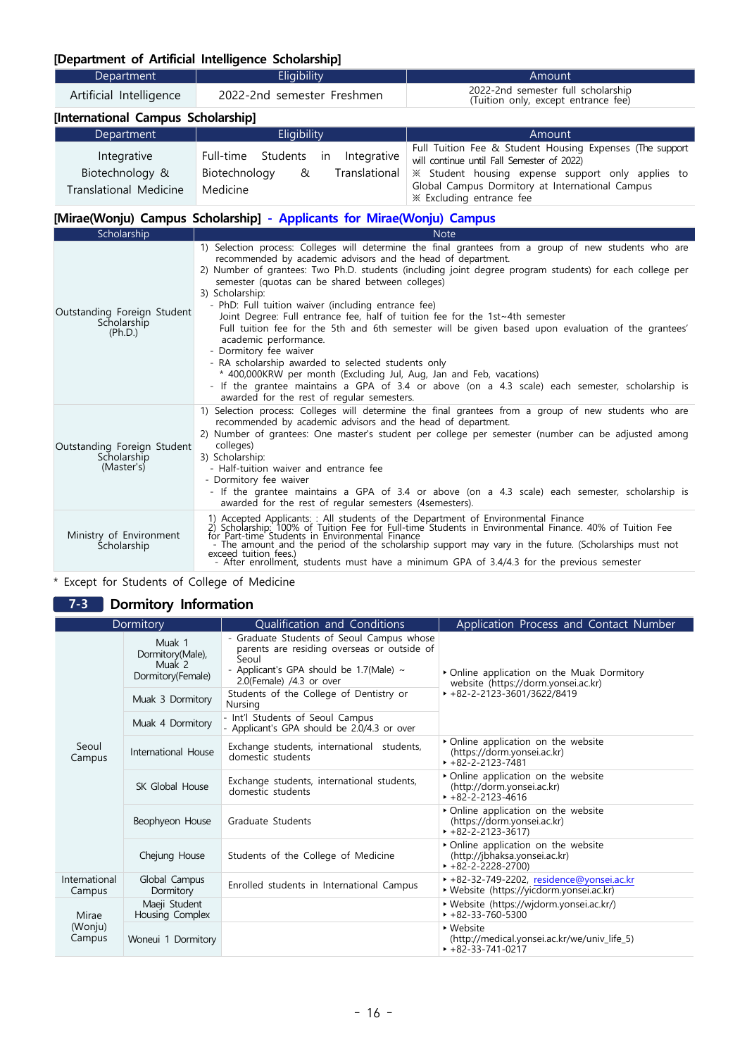**[Department of Artificial Intelligence Scholarship]**

| Department | Eligibility | Amount |
|---|---|---|
| Artificial Intelligence | 2022-2nd semester Freshmen | 2022-2nd semester full scholarship (Tuition only, except entrance fee) |

**[International Campus Scholarship]**

| Department | Eligibility | Amount |
|---|---|---|
| Integrative Biotechnology & Translational Medicine | Full-time Students in Integrative Biotechnology & Translational Medicine | Full Tuition Fee & Student Housing Expenses (The support will continue until Fall Semester of 2022)<br>※ Student housing expense support only applies to Global Campus Dormitory at International Campus<br>※ Excluding entrance fee |

**[Mirae(Wonju) Campus Scholarship] - Applicants for Mirae(Wonju) Campus**

| Scholarship | Note |
|---|---|
| Outstanding Foreign Student Scholarship (Ph.D.) | 1) Selection process: Colleges will determine the final grantees from a group of new students who are recommended by academic advisors and the head of department.<br>2) Number of grantees: Two Ph.D. students (including joint degree program students) for each college per semester (quotas can be shared between colleges)<br>3) Scholarship:<br>- PhD: Full tuition waiver (including entrance fee)<br>Joint Degree: Full entrance fee, half of tuition fee for the 1st~4th semester<br>Full tuition fee for the 5th and 6th semester will be given based upon evaluation of the grantees' academic performance.<br>- Dormitory fee waiver<br>- RA scholarship awarded to selected students only<br>* 400,000KRW per month (Excluding Jul, Aug, Jan and Feb, vacations)<br>- If the grantee maintains a GPA of 3.4 or above (on a 4.3 scale) each semester, scholarship is awarded for the rest of regular semesters. |
| Outstanding Foreign Student Scholarship (Master's) | 1) Selection process: Colleges will determine the final grantees from a group of new students who are recommended by academic advisors and the head of department.<br>2) Number of grantees: One master's student per college per semester (number can be adjusted among colleges)<br>3) Scholarship:<br>- Half-tuition waiver and entrance fee<br>- Dormitory fee waiver<br>- If the grantee maintains a GPA of 3.4 or above (on a 4.3 scale) each semester, scholarship is awarded for the rest of regular semesters (4semesters). |
| Ministry of Environment Scholarship | 1) Accepted Applicants: : All students of the Department of Environmental Finance<br>2) Scholarship: 100% of Tuition Fee for Full-time Students in Environmental Finance. 40% of Tuition Fee for Part-time Students in Environmental Finance<br>- The amount and the period of the scholarship support may vary in the future. (Scholarships must not exceed tuition fees.)<br>- After enrollment, students must have a minimum GPA of 3.4/4.3 for the previous semester |

\* Except for Students of College of Medicine

## 7-3 Dormitory Information

| Dormitory | | Qualification and Conditions | Application Process and Contact Number |
|---|---|---|---|
| Seoul Campus | Muak 1 Dormitory(Male), Muak 2 Dormitory(Female) | - Graduate Students of Seoul Campus whose parents are residing overseas or outside of Seoul<br>- Applicant's GPA should be 1.7(Male) ~ 2.0(Female) /4.3 or over | ▸ Online application on the Muak Dormitory website (https://dorm.yonsei.ac.kr)<br>▸ +82-2-2123-3601/3622/8419 |
| | Muak 3 Dormitory | Students of the College of Dentistry or Nursing | |
| | Muak 4 Dormitory | - Int'l Students of Seoul Campus<br>- Applicant's GPA should be 2.0/4.3 or over | |
| | International House | Exchange students, international students, domestic students | ▸ Online application on the website (https://dorm.yonsei.ac.kr)<br>▸ +82-2-2123-7481 |
| | SK Global House | Exchange students, international students, domestic students | ▸ Online application on the website (http://dorm.yonsei.ac.kr)<br>▸ +82-2-2123-4616 |
| | Beophyeon House | Graduate Students | ▸ Online application on the website (https://dorm.yonsei.ac.kr)<br>▸ +82-2-2123-3617) |
| | Chejung House | Students of the College of Medicine | ▸ Online application on the website (http://jbhaksa.yonsei.ac.kr)<br>▸ +82-2-2228-2700) |
| International Campus | Global Campus Dormitory | Enrolled students in International Campus | ▸ +82-32-749-2202, residence@yonsei.ac.kr<br>▸ Website (https://yicdorm.yonsei.ac.kr) |
| Mirae (Wonju) Campus | Maeji Student Housing Complex | | ▸ Website (https://wjdorm.yonsei.ac.kr/)<br>▸ +82-33-760-5300 |
| | Woneui 1 Dormitory | | ▸ Website (http://medical.yonsei.ac.kr/we/univ_life_5)<br>▸ +82-33-741-0217 |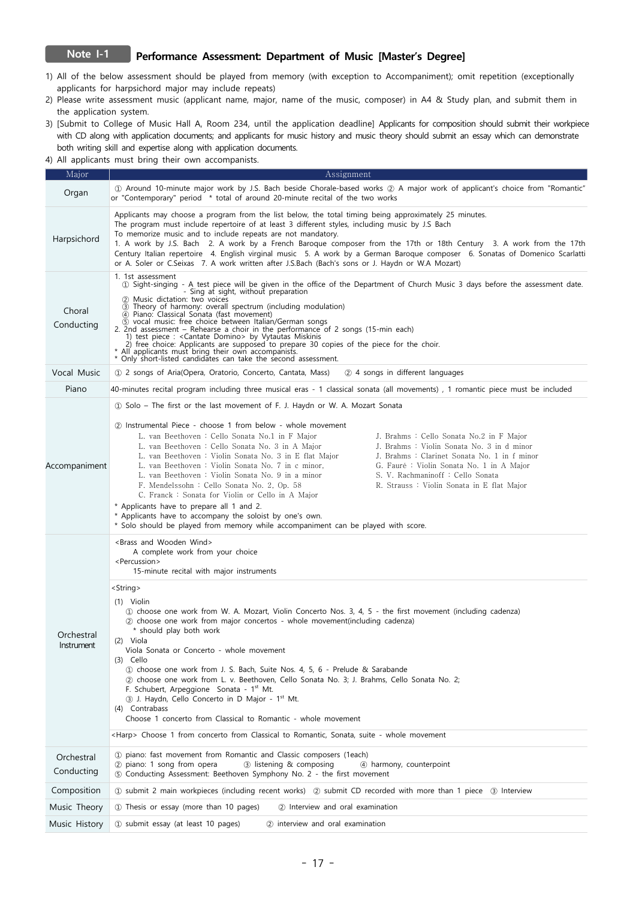## Note I-1 Performance Assessment: Department of Music [Master's Degree]

1) All of the below assessment should be played from memory (with exception to Accompaniment); omit repetition (exceptionally applicants for harpsichord major may include repeats)
2) Please write assessment music (applicant name, major, name of the music, composer) in A4 & Study plan, and submit them in the application system.
3) [Submit to College of Music Hall A, Room 234, until the application deadline] Applicants for composition should submit their workpiece with CD along with application documents; and applicants for music history and music theory should submit an essay which can demonstrate both writing skill and expertise along with application documents.
4) All applicants must bring their own accompanists.

| Major | Assignment |
|---|---|
| Organ | ① Around 10-minute major work by J.S. Bach beside Chorale-based works ② A major work of applicant's choice from "Romantic" or "Contemporary" period * total of around 20-minute recital of the two works |
| Harpsichord | Applicants may choose a program from the list below, the total timing being approximately 25 minutes.<br>The program must include repertoire of at least 3 different styles, including music by J.S Bach<br>To memorize music and to include repeats are not mandatory.<br>1. A work by J.S. Bach 2. A work by a French Baroque composer from the 17th or 18th Century 3. A work from the 17th Century Italian repertoire 4. English virginal music 5. A work by a German Baroque composer 6. Sonatas of Domenico Scarlatti or A. Soler or C.Seixas 7. A work written after J.S.Bach (Bach's sons or J. Haydn or W.A Mozart) |
| Choral Conducting | 1. 1st assessment<br>① Sight-singing - A test piece will be given in the office of the Department of Church Music 3 days before the assessment date. - Sing at sight, without preparation<br>② Music dictation: two voices<br>③ Theory of harmony: overall spectrum (including modulation)<br>④ Piano: Classical Sonata (fast movement)<br>⑤ vocal music: free choice between Italian/German songs<br>2. 2nd assessment – Rehearse a choir in the performance of 2 songs (15-min each)<br>1) test piece : <Cantate Domino> by Vytautas Miskinis<br>2) free choice: Applicants are supposed to prepare 30 copies of the piece for the choir.<br>* All applicants must bring their own accompanists.<br>* Only short-listed candidates can take the second assessment. |
| Vocal Music | ① 2 songs of Aria(Opera, Oratorio, Concerto, Cantata, Mass) ② 4 songs in different languages |
| Piano | 40-minutes recital program including three musical eras - 1 classical sonata (all movements) , 1 romantic piece must be included |
| Accompaniment | ① Solo – The first or the last movement of F. J. Haydn or W. A. Mozart Sonata<br><br>② Instrumental Piece - choose 1 from below - whole movement<br>L. van Beethoven : Cello Sonata No.1 in F Major<br>L. van Beethoven : Cello Sonata No. 3 in A Major<br>L. van Beethoven : Violin Sonata No. 3 in E flat Major<br>L. van Beethoven : Violin Sonata No. 7 in c minor,<br>L. van Beethoven : Violin Sonata No. 9 in a minor<br>F. Mendelssohn : Cello Sonata No. 2, Op. 58<br>C. Franck : Sonata for Violin or Cello in A Major<br>J. Brahms : Cello Sonata No.2 in F Major<br>J. Brahms : Violin Sonata No. 3 in d minor<br>J. Brahms : Clarinet Sonata No. 1 in f minor<br>G. Fauré : Violin Sonata No. 1 in A Major<br>S. V. Rachmaninoff : Cello Sonata<br>R. Strauss : Violin Sonata in E flat Major<br>* Applicants have to prepare all 1 and 2.<br>* Applicants have to accompany the soloist by one's own.<br>* Solo should be played from memory while accompaniment can be played with score. |
| Orchestral Instrument | <Brass and Wooden Wind><br>A complete work from your choice<br><Percussion><br>15-minute recital with major instruments<br><br><String><br>(1) Violin<br>① choose one work from W. A. Mozart, Violin Concerto Nos. 3, 4, 5 - the first movement (including cadenza)<br>② choose one work from major concertos - whole movement(including cadenza)<br>* should play both work<br>(2) Viola<br>Viola Sonata or Concerto - whole movement<br>(3) Cello<br>① choose one work from J. S. Bach, Suite Nos. 4, 5, 6 - Prelude & Sarabande<br>② choose one work from L. v. Beethoven, Cello Sonata No. 3; J. Brahms, Cello Sonata No. 2; F. Schubert, Arpeggione Sonata - 1st Mt.<br>③ J. Haydn, Cello Concerto in D Major - 1st Mt.<br>(4) Contrabass<br>Choose 1 concerto from Classical to Romantic - whole movement<br><br><Harp> Choose 1 from concerto from Classical to Romantic, Sonata, suite - whole movement |
| Orchestral Conducting | ① piano: fast movement from Romantic and Classic composers (1each)<br>② piano: 1 song from opera ③ listening & composing ④ harmony, counterpoint<br>⑤ Conducting Assessment: Beethoven Symphony No. 2 - the first movement |
| Composition | ① submit 2 main workpieces (including recent works) ② submit CD recorded with more than 1 piece ③ Interview |
| Music Theory | ① Thesis or essay (more than 10 pages) ② Interview and oral examination |
| Music History | ① submit essay (at least 10 pages) ② interview and oral examination |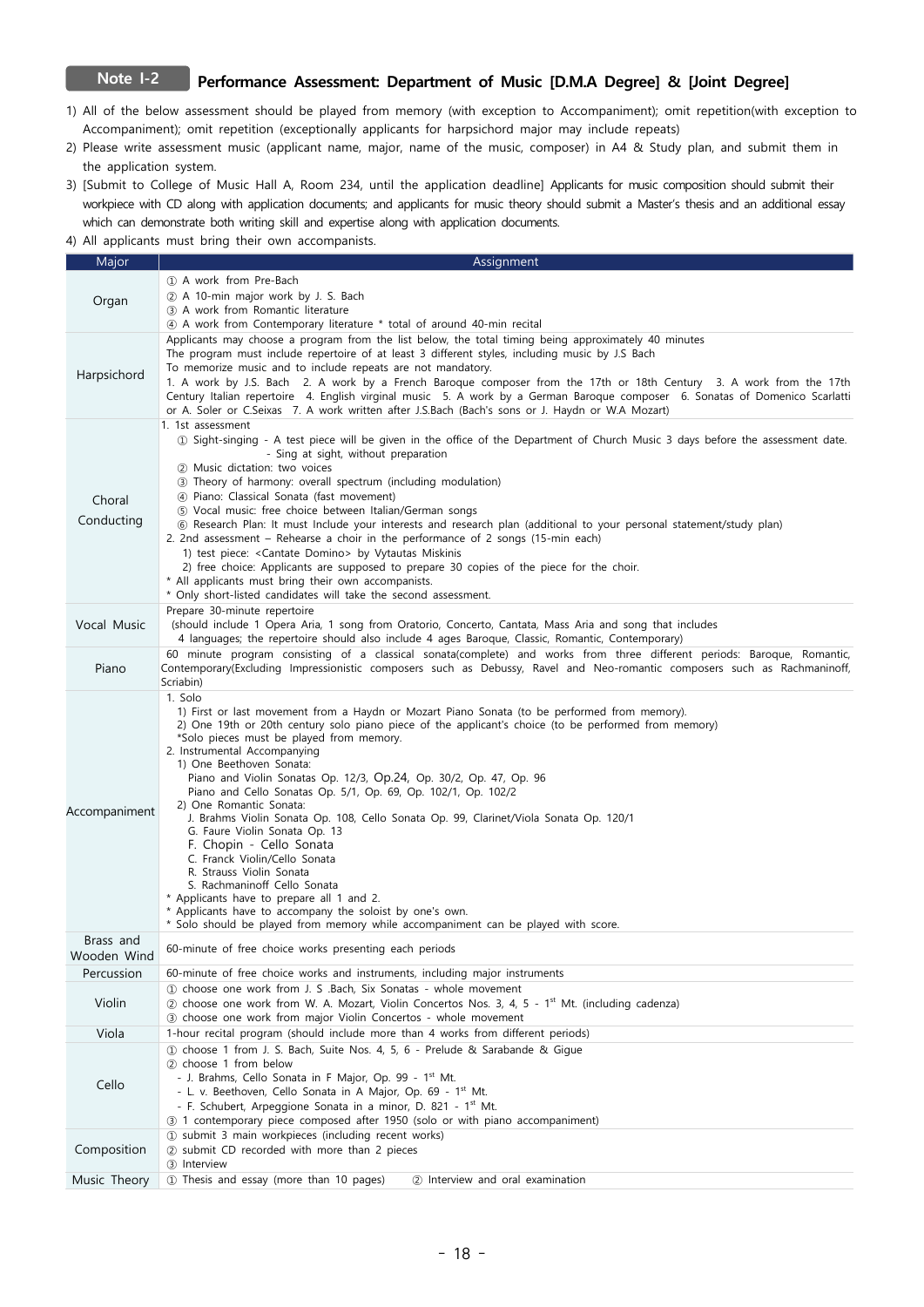## Note I-2 Performance Assessment: Department of Music [D.M.A Degree] & [Joint Degree]

1) All of the below assessment should be played from memory (with exception to Accompaniment); omit repetition(with exception to Accompaniment); omit repetition (exceptionally applicants for harpsichord major may include repeats)
2) Please write assessment music (applicant name, major, name of the music, composer) in A4 & Study plan, and submit them in the application system.
3) [Submit to College of Music Hall A, Room 234, until the application deadline] Applicants for music composition should submit their workpiece with CD along with application documents; and applicants for music theory should submit a Master's thesis and an additional essay which can demonstrate both writing skill and expertise along with application documents.
4) All applicants must bring their own accompanists.

| Major | Assignment |
|---|---|
| Organ | ① A work from Pre-Bach<br>② A 10-min major work by J. S. Bach<br>③ A work from Romantic literature<br>④ A work from Contemporary literature * total of around 40-min recital |
| Harpsichord | Applicants may choose a program from the list below, the total timing being approximately 40 minutes<br>The program must include repertoire of at least 3 different styles, including music by J.S Bach<br>To memorize music and to include repeats are not mandatory.<br>1. A work by J.S. Bach 2. A work by a French Baroque composer from the 17th or 18th Century 3. A work from the 17th Century Italian repertoire 4. English virginal music 5. A work by a German Baroque composer 6. Sonatas of Domenico Scarlatti or A. Soler or C.Seixas 7. A work written after J.S.Bach (Bach's sons or J. Haydn or W.A Mozart) |
| Choral Conducting | 1. 1st assessment<br>① Sight-singing - A test piece will be given in the office of the Department of Church Music 3 days before the assessment date. - Sing at sight, without preparation<br>② Music dictation: two voices<br>③ Theory of harmony: overall spectrum (including modulation)<br>④ Piano: Classical Sonata (fast movement)<br>⑤ Vocal music: free choice between Italian/German songs<br>⑥ Research Plan: It must Include your interests and research plan (additional to your personal statement/study plan)<br>2. 2nd assessment – Rehearse a choir in the performance of 2 songs (15-min each)<br>1) test piece: <Cantate Domino> by Vytautas Miskinis<br>2) free choice: Applicants are supposed to prepare 30 copies of the piece for the choir.<br>* All applicants must bring their own accompanists.<br>* Only short-listed candidates will take the second assessment. |
| Vocal Music | Prepare 30-minute repertoire<br>(should include 1 Opera Aria, 1 song from Oratorio, Concerto, Cantata, Mass Aria and song that includes 4 languages; the repertoire should also include 4 ages Baroque, Classic, Romantic, Contemporary) |
| Piano | 60 minute program consisting of a classical sonata(complete) and works from three different periods: Baroque, Romantic, Contemporary(Excluding Impressionistic composers such as Debussy, Ravel and Neo-romantic composers such as Rachmaninoff, Scriabin) |
| Accompaniment | 1. Solo<br>1) First or last movement from a Haydn or Mozart Piano Sonata (to be performed from memory).<br>2) One 19th or 20th century solo piano piece of the applicant's choice (to be performed from memory)<br>*Solo pieces must be played from memory.<br>2. Instrumental Accompanying<br>1) One Beethoven Sonata:<br>Piano and Violin Sonatas Op. 12/3, Op.24, Op. 30/2, Op. 47, Op. 96<br>Piano and Cello Sonatas Op. 5/1, Op. 69, Op. 102/1, Op. 102/2<br>2) One Romantic Sonata:<br>J. Brahms Violin Sonata Op. 108, Cello Sonata Op. 99, Clarinet/Viola Sonata Op. 120/1<br>G. Faure Violin Sonata Op. 13<br>F. Chopin - Cello Sonata<br>C. Franck Violin/Cello Sonata<br>R. Strauss Violin Sonata<br>S. Rachmaninoff Cello Sonata<br>* Applicants have to prepare all 1 and 2.<br>* Applicants have to accompany the soloist by one's own.<br>* Solo should be played from memory while accompaniment can be played with score. |
| Brass and Wooden Wind | 60-minute of free choice works presenting each periods |
| Percussion | 60-minute of free choice works and instruments, including major instruments |
| Violin | ① choose one work from J. S .Bach, Six Sonatas - whole movement<br>② choose one work from W. A. Mozart, Violin Concertos Nos. 3, 4, 5 - 1st Mt. (including cadenza)<br>③ choose one work from major Violin Concertos - whole movement |
| Viola | 1-hour recital program (should include more than 4 works from different periods) |
| Cello | ① choose 1 from J. S. Bach, Suite Nos. 4, 5, 6 - Prelude & Sarabande & Gigue<br>② choose 1 from below<br>- J. Brahms, Cello Sonata in F Major, Op. 99 - 1st Mt.<br>- L. v. Beethoven, Cello Sonata in A Major, Op. 69 - 1st Mt.<br>- F. Schubert, Arpeggione Sonata in a minor, D. 821 - 1st Mt.<br>③ 1 contemporary piece composed after 1950 (solo or with piano accompaniment) |
| Composition | ① submit 3 main workpieces (including recent works)<br>② submit CD recorded with more than 2 pieces<br>③ Interview |
| Music Theory | ① Thesis and essay (more than 10 pages) ② Interview and oral examination |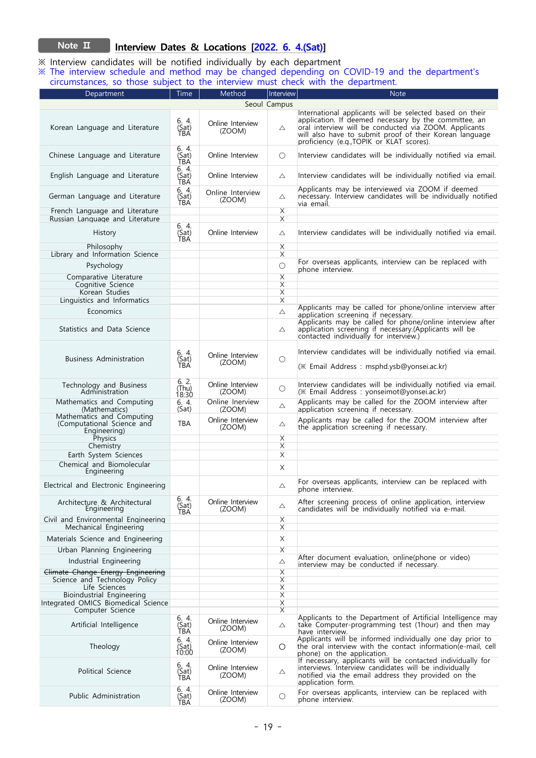## Note II Interview Dates & Locations [2022. 6. 4.(Sat)]

※ Interview candidates will be notified individually by each department

※ The interview schedule and method may be changed depending on COVID-19 and the department's circumstances, so those subject to the interview must check with the department.

| Department | Time | Method | Interview | Note |
|---|---|---|---|---|
| Seoul Campus | | | | |
| Korean Language and Literature | 6. 4. (Sat) TBA | Online Interview (ZOOM) | △ | International applicants will be selected based on their application. If deemed necessary by the committee, an oral interview will be conducted via ZOOM. Applicants will also have to submit proof of their Korean language proficiency (e.g.,TOPIK or KLAT scores). |
| Chinese Language and Literature | 6. 4. (Sat) TBA | Online Interview | ○ | Interview candidates will be individually notified via email. |
| English Language and Literature | 6. 4. (Sat) TBA | Online Interview | △ | Interview candidates will be individually notified via email. |
| German Language and Literature | 6. 4. (Sat) TBA | Online Interview (ZOOM) | △ | Applicants may be interviewed via ZOOM if deemed necessary. Interview candidates will be individually notified via email. |
| French Language and Literature | | | X | |
| Russian Language and Literature | | | X | |
| History | 6. 4. (Sat) TBA | Online Interview | △ | Interview candidates will be individually notified via email. |
| Philosophy | | | X | |
| Library and Information Science | | | X | |
| Psychology | | | ○ | For overseas applicants, interview can be replaced with phone interview. |
| Comparative Literature | | | X | |
| Cognitive Science | | | X | |
| Korean Studies | | | X | |
| Linguistics and Informatics | | | X | |
| Economics | | | △ | Applicants may be called for phone/online interview after application screening if necessary. |
| Statistics and Data Science | | | △ | Applicants may be called for phone/online interview after application screening if necessary.(Applicants will be contacted individually for interview.) |
| Business Administration | 6. 4. (Sat) TBA | Online Interview (ZOOM) | ○ | Interview candidates will be individually notified via email. (※ Email Address : msphd.ysb@yonsei.ac.kr) |
| Technology and Business Administration | 6. 2. (Thu) 18:30 | Online Interview (ZOOM) | ○ | Interview candidates will be individually notified via email. (※ Email Address : yonseimot@yonsei.ac.kr) |
| Mathematics and Computing (Mathematics) | 6. 4. (Sat) | Online Inverview (ZOOM) | △ | Applicants may be called for the ZOOM interview after application screening if necessary. |
| Mathematics and Computing (Computational Science and Engineering) | TBA | Online Interview (ZOOM) | △ | Applicants may be called for the ZOOM interview after the application screening if necessary. |
| Physics | | | X | |
| Chemistry | | | X | |
| Earth System Sciences | | | X | |
| Chemical and Biomolecular Engineering | | | X | |
| Electrical and Electronic Engineering | | | △ | For overseas applicants, interview can be replaced with phone interview. |
| Architecture & Architectural Engineering | 6. 4. (Sat) TBA | Online Interview (ZOOM) | △ | After screening process of online application, interview candidates will be individually notified via e-mail. |
| Civil and Environmental Engineering | | | X | |
| Mechanical Engineering | | | X | |
| Materials Science and Engineering | | | X | |
| Urban Planning Engineering | | | X | |
| Industrial Engineering | | | △ | After document evaluation, online(phone or video) interview may be conducted if necessary. |
| ~~Climate Change Energy Engineering~~ | | | X | |
| Science and Technology Policy | | | X | |
| Life Sciences | | | X | |
| Bioindustrial Engineering | | | X | |
| Integrated OMICS Biomedical Science | | | X | |
| Computer Science | | | X | |
| Artificial Intelligence | 6. 4. (Sat) TBA | Online Interview (ZOOM) | △ | Applicants to the Department of Artificial Intelligence may take Computer-programming test (1hour) and then may have interview. |
| Theology | 6. 4. (Sat) 10:00 | Online Interview (ZOOM) | ○ | Applicants will be informed individually one day prior to the oral interview with the contact information(e-mail, cell phone) on the application. |
| Political Science | 6. 4. (Sat) TBA | Online Interview (ZOOM) | △ | If necessary, applicants will be contacted individually for interviews. Interview candidates will be individually notified via the email address they provided on the application form. |
| Public Administration | 6. 4. (Sat) TBA | Online Interview (ZOOM) | ○ | For overseas applicants, interview can be replaced with phone interview. |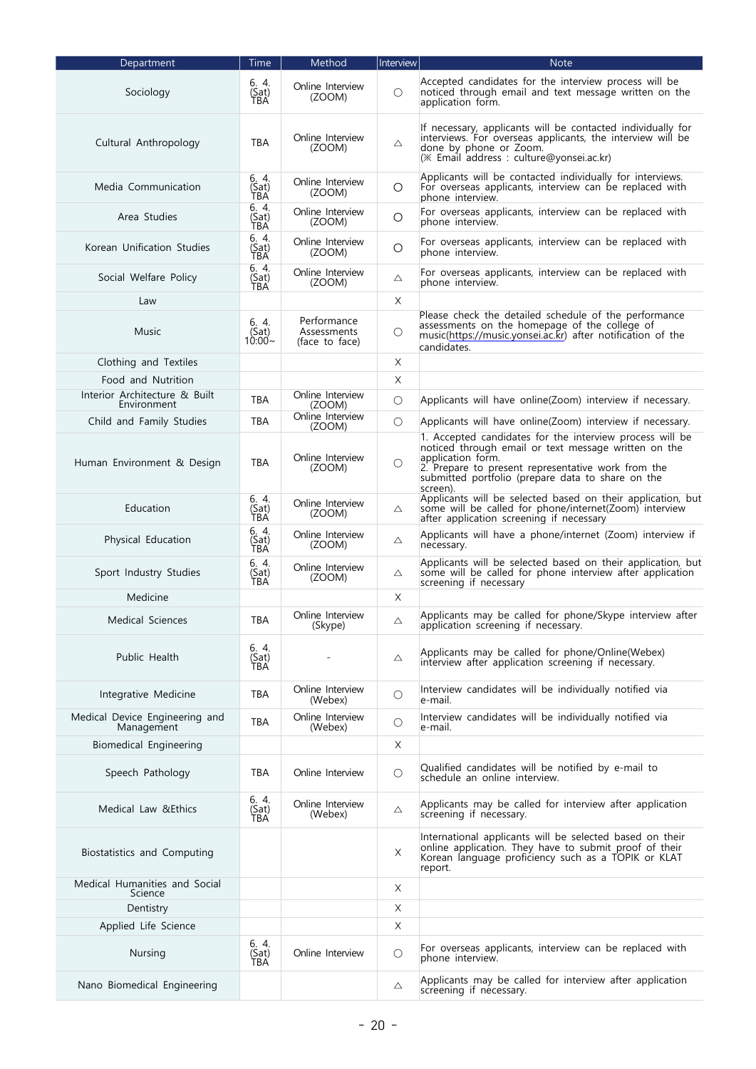| Department | Time | Method | Interview | Note |
|---|---|---|---|---|
| Sociology | 6. 4. (Sat) TBA | Online Interview (ZOOM) | ○ | Accepted candidates for the interview process will be noticed through email and text message written on the application form. |
| Cultural Anthropology | TBA | Online Interview (ZOOM) | △ | If necessary, applicants will be contacted individually for interviews. For overseas applicants, the interview will be done by phone or Zoom. (※ Email address : culture@yonsei.ac.kr) |
| Media Communication | 6. 4. (Sat) TBA | Online Interview (ZOOM) | ○ | Applicants will be contacted individually for interviews. For overseas applicants, interview can be replaced with phone interview. |
| Area Studies | 6. 4. (Sat) TBA | Online Interview (ZOOM) | ○ | For overseas applicants, interview can be replaced with phone interview. |
| Korean Unification Studies | 6. 4. (Sat) TBA | Online Interview (ZOOM) | ○ | For overseas applicants, interview can be replaced with phone interview. |
| Social Welfare Policy | 6. 4. (Sat) TBA | Online Interview (ZOOM) | △ | For overseas applicants, interview can be replaced with phone interview. |
| Law | | | X | |
| Music | 6. 4. (Sat) 10:00~ | Performance Assessments (face to face) | ○ | Please check the detailed schedule of the performance assessments on the homepage of the college of music(https://music.yonsei.ac.kr) after notification of the candidates. |
| Clothing and Textiles | | | X | |
| Food and Nutrition | | | X | |
| Interior Architecture & Built Environment | TBA | Online Interview (ZOOM) | ○ | Applicants will have online(Zoom) interview if necessary. |
| Child and Family Studies | TBA | Online Interview (ZOOM) | ○ | Applicants will have online(Zoom) interview if necessary. |
| Human Environment & Design | TBA | Online Interview (ZOOM) | ○ | 1. Accepted candidates for the interview process will be noticed through email or text message written on the application form.<br>2. Prepare to present representative work from the submitted portfolio (prepare data to share on the screen). |
| Education | 6. 4. (Sat) TBA | Online Interview (ZOOM) | △ | Applicants will be selected based on their application, but some will be called for phone/internet(Zoom) interview after application screening if necessary |
| Physical Education | 6. 4. (Sat) TBA | Online Interview (ZOOM) | △ | Applicants will have a phone/internet (Zoom) interview if necessary. |
| Sport Industry Studies | 6. 4. (Sat) TBA | Online Interview (ZOOM) | △ | Applicants will be selected based on their application, but some will be called for phone interview after application screening if necessary |
| Medicine | | | X | |
| Medical Sciences | TBA | Online Interview (Skype) | △ | Applicants may be called for phone/Skype interview after application screening if necessary. |
| Public Health | 6. 4. (Sat) TBA | - | △ | Applicants may be called for phone/Online(Webex) interview after application screening if necessary. |
| Integrative Medicine | TBA | Online Interview (Webex) | ○ | Interview candidates will be individually notified via e-mail. |
| Medical Device Engineering and Management | TBA | Online Interview (Webex) | ○ | Interview candidates will be individually notified via e-mail. |
| Biomedical Engineering | | | X | |
| Speech Pathology | TBA | Online Interview | ○ | Qualified candidates will be notified by e-mail to schedule an online interview. |
| Medical Law &Ethics | 6. 4. (Sat) TBA | Online Interview (Webex) | △ | Applicants may be called for interview after application screening if necessary. |
| Biostatistics and Computing | | | X | International applicants will be selected based on their online application. They have to submit proof of their Korean language proficiency such as a TOPIK or KLAT report. |
| Medical Humanities and Social Science | | | X | |
| Dentistry | | | X | |
| Applied Life Science | | | X | |
| Nursing | 6. 4. (Sat) TBA | Online Interview | ○ | For overseas applicants, interview can be replaced with phone interview. |
| Nano Biomedical Engineering | | | △ | Applicants may be called for interview after application screening if necessary. |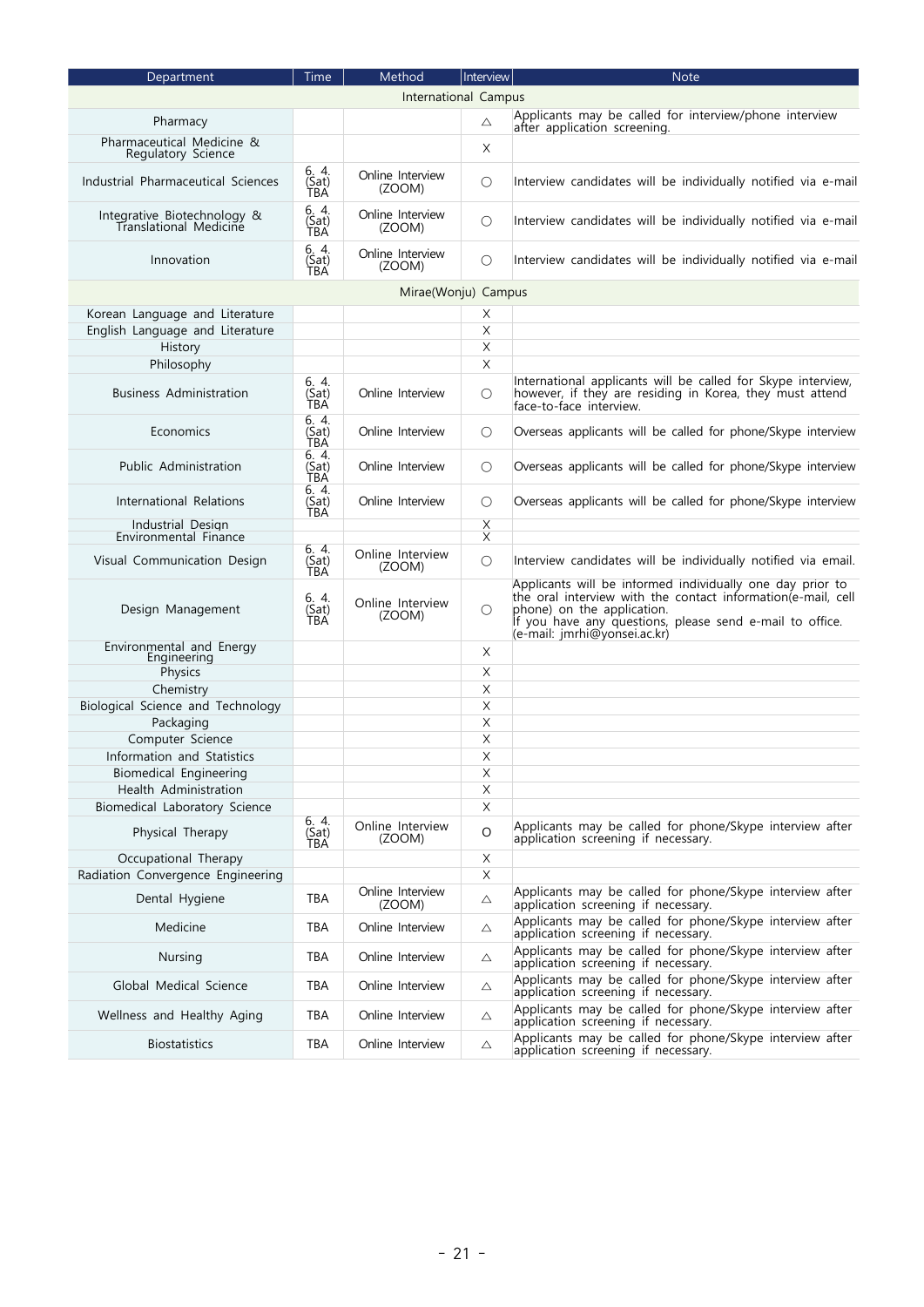| Department | Time | Method | Interview | Note |
|---|---|---|---|---|
| International Campus | | | | |
| Pharmacy | | | △ | Applicants may be called for interview/phone interview after application screening. |
| Pharmaceutical Medicine & Regulatory Science | | | X | |
| Industrial Pharmaceutical Sciences | 6. 4. (Sat) TBA | Online Interview (ZOOM) | ○ | Interview candidates will be individually notified via e-mail |
| Integrative Biotechnology & Translational Medicine | 6. 4. (Sat) TBA | Online Interview (ZOOM) | ○ | Interview candidates will be individually notified via e-mail |
| Innovation | 6. 4. (Sat) TBA | Online Interview (ZOOM) | ○ | Interview candidates will be individually notified via e-mail |
| Mirae(Wonju) Campus | | | | |
| Korean Language and Literature | | | X | |
| English Language and Literature | | | X | |
| History | | | X | |
| Philosophy | | | X | |
| Business Administration | 6. 4. (Sat) TBA | Online Interview | ○ | International applicants will be called for Skype interview, however, if they are residing in Korea, they must attend face-to-face interview. |
| Economics | 6. 4. (Sat) TBA | Online Interview | ○ | Overseas applicants will be called for phone/Skype interview |
| Public Administration | 6. 4. (Sat) TBA | Online Interview | ○ | Overseas applicants will be called for phone/Skype interview |
| International Relations | 6. 4. (Sat) TBA | Online Interview | ○ | Overseas applicants will be called for phone/Skype interview |
| Industrial Design | | | X | |
| Environmental Finance | | | X | |
| Visual Communication Design | 6. 4. (Sat) TBA | Online Interview (ZOOM) | ○ | Interview candidates will be individually notified via email. |
| Design Management | 6. 4. (Sat) TBA | Online Interview (ZOOM) | ○ | Applicants will be informed individually one day prior to the oral interview with the contact information(e-mail, cell phone) on the application. If you have any questions, please send e-mail to office. (e-mail: jmrhi@yonsei.ac.kr) |
| Environmental and Energy Engineering | | | X | |
| Physics | | | X | |
| Chemistry | | | X | |
| Biological Science and Technology | | | X | |
| Packaging | | | X | |
| Computer Science | | | X | |
| Information and Statistics | | | X | |
| Biomedical Engineering | | | X | |
| Health Administration | | | X | |
| Biomedical Laboratory Science | | | X | |
| Physical Therapy | 6. 4. (Sat) TBA | Online Interview (ZOOM) | O | Applicants may be called for phone/Skype interview after application screening if necessary. |
| Occupational Therapy | | | X | |
| Radiation Convergence Engineering | | | X | |
| Dental Hygiene | TBA | Online Interview (ZOOM) | △ | Applicants may be called for phone/Skype interview after application screening if necessary. |
| Medicine | TBA | Online Interview | △ | Applicants may be called for phone/Skype interview after application screening if necessary. |
| Nursing | TBA | Online Interview | △ | Applicants may be called for phone/Skype interview after application screening if necessary. |
| Global Medical Science | TBA | Online Interview | △ | Applicants may be called for phone/Skype interview after application screening if necessary. |
| Wellness and Healthy Aging | TBA | Online Interview | △ | Applicants may be called for phone/Skype interview after application screening if necessary. |
| Biostatistics | TBA | Online Interview | △ | Applicants may be called for phone/Skype interview after application screening if necessary. |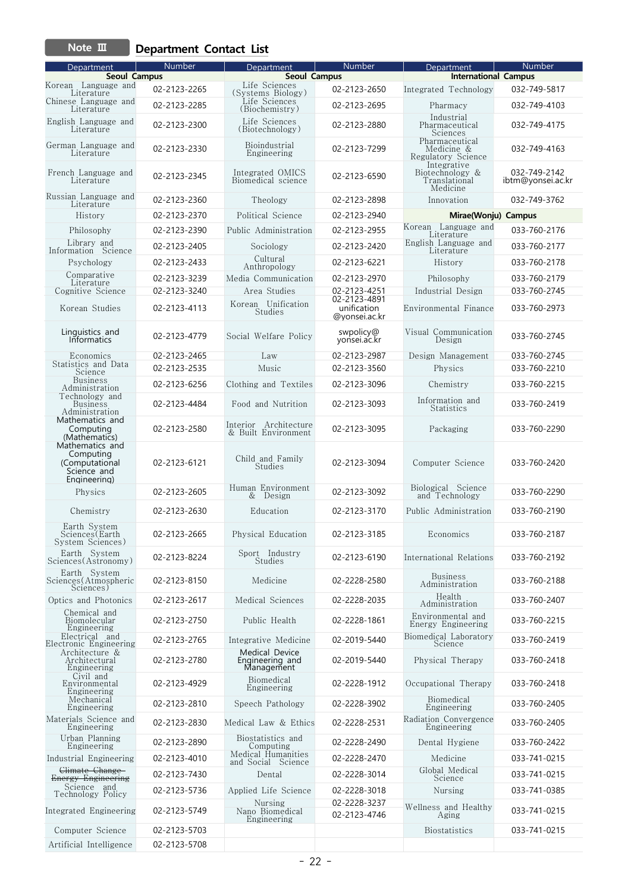**Note Ⅲ** **Department Contact List**

| Department | Number | Department | Number | Department | Number |
|---|---|---|---|---|---|
| **Seoul Campus** | | **Seoul Campus** | | **International Campus** | |
| Korean Language and Literature | 02-2123-2265 | Life Sciences (Systems Biology) | 02-2123-2650 | Integrated Technology | 032-749-5817 |
| Chinese Language and Literature | 02-2123-2285 | Life Sciences (Biochemistry) | 02-2123-2695 | Pharmacy | 032-749-4103 |
| English Language and Literature | 02-2123-2300 | Life Sciences (Biotechnology) | 02-2123-2880 | Industrial Pharmaceutical Sciences | 032-749-4175 |
| German Language and Literature | 02-2123-2330 | Bioindustrial Engineering | 02-2123-7299 | Pharmaceutical Medicine & Regulatory Science | 032-749-4163 |
| French Language and Literature | 02-2123-2345 | Integrated OMICS Biomedical science | 02-2123-6590 | Integrative Biotechnology & Translational Medicine | 032-749-2142 ibtm@yonsei.ac.kr |
| Russian Language and Literature | 02-2123-2360 | Theology | 02-2123-2898 | Innovation | 032-749-3762 |
| History | 02-2123-2370 | Political Science | 02-2123-2940 | **Mirae(Wonju) Campus** | |
| Philosophy | 02-2123-2390 | Public Administration | 02-2123-2955 | Korean Language and Literature | 033-760-2176 |
| Library and Information Science | 02-2123-2405 | Sociology | 02-2123-2420 | English Language and Literature | 033-760-2177 |
| Psychology | 02-2123-2433 | Cultural Anthropology | 02-2123-6221 | History | 033-760-2178 |
| Comparative Literature | 02-2123-3239 | Media Communication | 02-2123-2970 | Philosophy | 033-760-2179 |
| Cognitive Science | 02-2123-3240 | Area Studies | 02-2123-4251 | Industrial Design | 033-760-2745 |
| Korean Studies | 02-2123-4113 | Korean Unification Studies | 02-2123-4891 unification @yonsei.ac.kr | Environmental Finance | 033-760-2973 |
| Linguistics and Informatics | 02-2123-4779 | Social Welfare Policy | swpolicy@ yonsei.ac.kr | Visual Communication Design | 033-760-2745 |
| Economics | 02-2123-2465 | Law | 02-2123-2987 | Design Management | 033-760-2745 |
| Statistics and Data Science | 02-2123-2535 | Music | 02-2123-3560 | Physics | 033-760-2210 |
| Business Administration | 02-2123-6256 | Clothing and Textiles | 02-2123-3096 | Chemistry | 033-760-2215 |
| Technology and Business Administration | 02-2123-4484 | Food and Nutrition | 02-2123-3093 | Information and Statistics | 033-760-2419 |
| Mathematics and Computing (Mathematics) | 02-2123-2580 | Interior Architecture & Built Environment | 02-2123-3095 | Packaging | 033-760-2290 |
| Mathematics and Computing (Computational Science and Engineering) | 02-2123-6121 | Child and Family Studies | 02-2123-3094 | Computer Science | 033-760-2420 |
| Physics | 02-2123-2605 | Human Environment & Design | 02-2123-3092 | Biological Science and Technology | 033-760-2290 |
| Chemistry | 02-2123-2630 | Education | 02-2123-3170 | Public Administration | 033-760-2190 |
| Earth System Sciences(Earth System Sciences) | 02-2123-2665 | Physical Education | 02-2123-3185 | Economics | 033-760-2187 |
| Earth System Sciences(Astronomy) | 02-2123-8224 | Sport Industry Studies | 02-2123-6190 | International Relations | 033-760-2192 |
| Earth System Sciences(Atmospheric Sciences) | 02-2123-8150 | Medicine | 02-2228-2580 | Business Administration | 033-760-2188 |
| Optics and Photonics | 02-2123-2617 | Medical Sciences | 02-2228-2035 | Health Administration | 033-760-2407 |
| Chemical and Biomolecular Engineering | 02-2123-2750 | Public Health | 02-2228-1861 | Environmental and Energy Engineering | 033-760-2215 |
| Electrical and Electronic Engineering | 02-2123-2765 | Integrative Medicine | 02-2019-5440 | Biomedical Laboratory Science | 033-760-2419 |
| Architecture & Architectural Engineering | 02-2123-2780 | Medical Device Engineering and Management | 02-2019-5440 | Physical Therapy | 033-760-2418 |
| Civil and Environmental Engineering | 02-2123-4929 | Biomedical Engineering | 02-2228-1912 | Occupational Therapy | 033-760-2418 |
| Mechanical Engineering | 02-2123-2810 | Speech Pathology | 02-2228-3902 | Biomedical Engineering | 033-760-2405 |
| Materials Science and Engineering | 02-2123-2830 | Medical Law & Ethics | 02-2228-2531 | Radiation Convergence Engineering | 033-760-2405 |
| Urban Planning Engineering | 02-2123-2890 | Biostatistics and Computing | 02-2228-2490 | Dental Hygiene | 033-760-2422 |
| Industrial Engineering | 02-2123-4010 | Medical Humanities and Social Science | 02-2228-2470 | Medicine | 033-741-0215 |
| ~~Climate Change Energy Engineering~~ | 02-2123-7430 | Dental | 02-2228-3014 | Global Medical Science | 033-741-0215 |
| Science and Technology Policy | 02-2123-5736 | Applied Life Science | 02-2228-3018 | Nursing | 033-741-0385 |
| Integrated Engineering | 02-2123-5749 | Nursing | 02-2228-3237 | Wellness and Healthy Aging | 033-741-0215 |
| | | Nano Biomedical Engineering | 02-2123-4746 | | |
| Computer Science | 02-2123-5703 | | | Biostatistics | 033-741-0215 |
| Artificial Intelligence | 02-2123-5708 | | | | |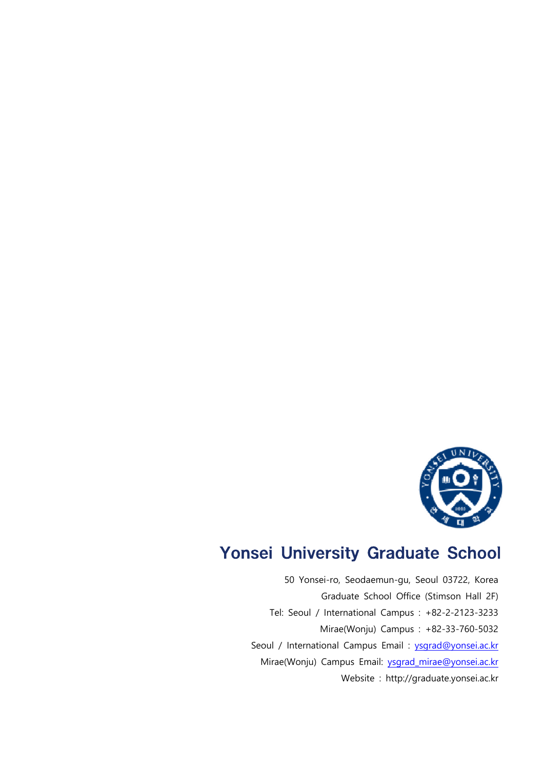# Yonsei University Graduate School

50 Yonsei-ro, Seodaemun-gu, Seoul 03722, Korea

Graduate School Office (Stimson Hall 2F)

Tel: Seoul / International Campus : +82-2-2123-3233

Mirae(Wonju) Campus : +82-33-760-5032

Seoul / International Campus Email : ysgrad@yonsei.ac.kr

Mirae(Wonju) Campus Email: ysgrad_mirae@yonsei.ac.kr

Website : http://graduate.yonsei.ac.kr